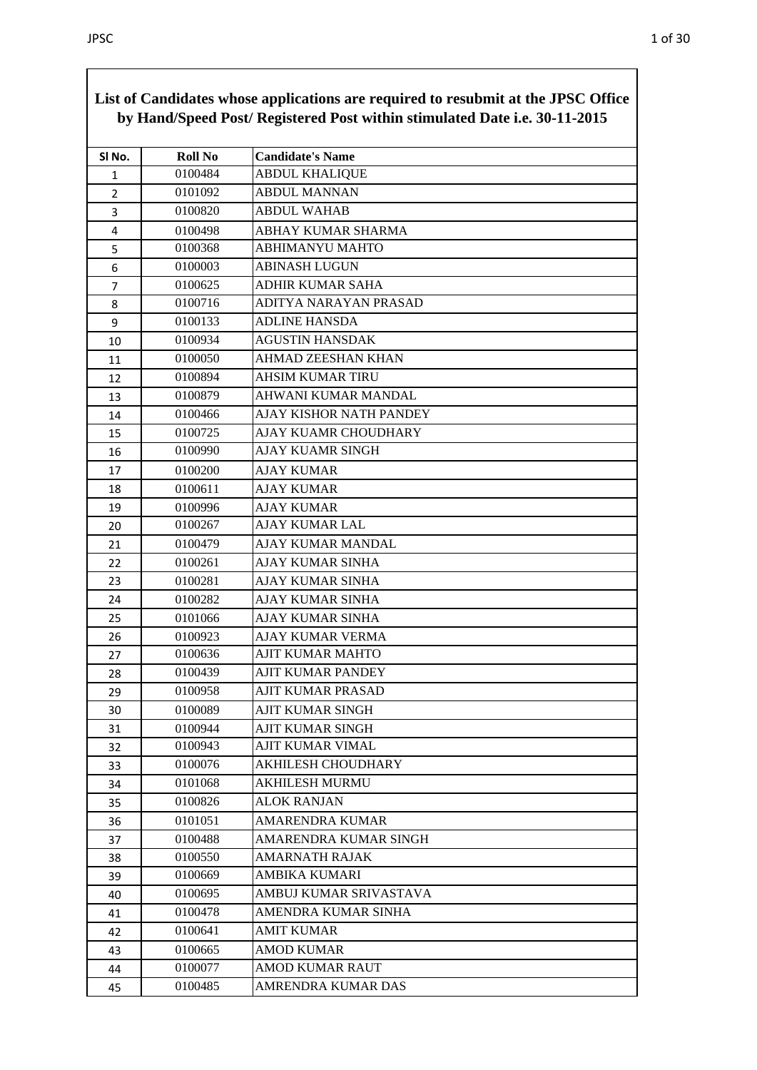**List of Candidates whose applications are required to resubmit at the JPSC Office by Hand/Speed Post/ Registered Post within stimulated Date i.e. 30-11-2015**

| Sl No. | Roll No | Candidate's Name |
|---|---|---|
| 1 | 0100484 | ABDUL KHALIQUE |
| 2 | 0101092 | ABDUL MANNAN |
| 3 | 0100820 | ABDUL WAHAB |
| 4 | 0100498 | ABHAY KUMAR SHARMA |
| 5 | 0100368 | ABHIMANYU MAHTO |
| 6 | 0100003 | ABINASH LUGUN |
| 7 | 0100625 | ADHIR KUMAR SAHA |
| 8 | 0100716 | ADITYA NARAYAN PRASAD |
| 9 | 0100133 | ADLINE HANSDA |
| 10 | 0100934 | AGUSTIN HANSDAK |
| 11 | 0100050 | AHMAD ZEESHAN KHAN |
| 12 | 0100894 | AHSIM KUMAR TIRU |
| 13 | 0100879 | AHWANI KUMAR MANDAL |
| 14 | 0100466 | AJAY KISHOR NATH PANDEY |
| 15 | 0100725 | AJAY KUAMR CHOUDHARY |
| 16 | 0100990 | AJAY KUAMR SINGH |
| 17 | 0100200 | AJAY KUMAR |
| 18 | 0100611 | AJAY KUMAR |
| 19 | 0100996 | AJAY KUMAR |
| 20 | 0100267 | AJAY KUMAR LAL |
| 21 | 0100479 | AJAY KUMAR MANDAL |
| 22 | 0100261 | AJAY KUMAR SINHA |
| 23 | 0100281 | AJAY KUMAR SINHA |
| 24 | 0100282 | AJAY KUMAR SINHA |
| 25 | 0101066 | AJAY KUMAR SINHA |
| 26 | 0100923 | AJAY KUMAR VERMA |
| 27 | 0100636 | AJIT KUMAR MAHTO |
| 28 | 0100439 | AJIT KUMAR PANDEY |
| 29 | 0100958 | AJIT KUMAR PRASAD |
| 30 | 0100089 | AJIT KUMAR SINGH |
| 31 | 0100944 | AJIT KUMAR SINGH |
| 32 | 0100943 | AJIT KUMAR VIMAL |
| 33 | 0100076 | AKHILESH CHOUDHARY |
| 34 | 0101068 | AKHILESH MURMU |
| 35 | 0100826 | ALOK RANJAN |
| 36 | 0101051 | AMARENDRA KUMAR |
| 37 | 0100488 | AMARENDRA KUMAR SINGH |
| 38 | 0100550 | AMARNATH RAJAK |
| 39 | 0100669 | AMBIKA KUMARI |
| 40 | 0100695 | AMBUJ KUMAR SRIVASTAVA |
| 41 | 0100478 | AMENDRA KUMAR SINHA |
| 42 | 0100641 | AMIT KUMAR |
| 43 | 0100665 | AMOD KUMAR |
| 44 | 0100077 | AMOD KUMAR RAUT |
| 45 | 0100485 | AMRENDRA KUMAR DAS |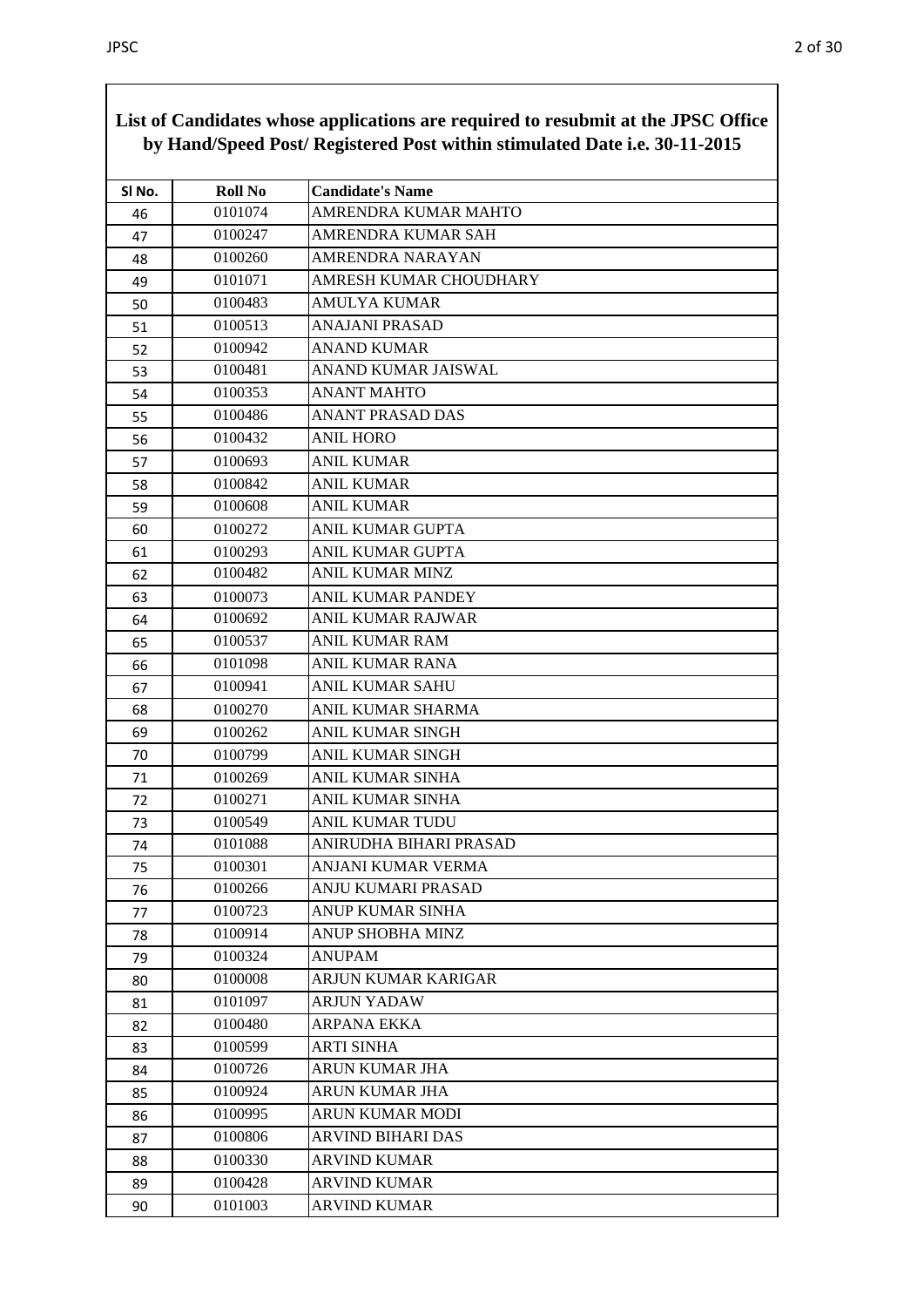**List of Candidates whose applications are required to resubmit at the JPSC Office by Hand/Speed Post/ Registered Post within stimulated Date i.e. 30-11-2015**

| Sl No. | Roll No | Candidate's Name |
|---|---|---|
| 46 | 0101074 | AMRENDRA KUMAR MAHTO |
| 47 | 0100247 | AMRENDRA KUMAR SAH |
| 48 | 0100260 | AMRENDRA NARAYAN |
| 49 | 0101071 | AMRESH KUMAR CHOUDHARY |
| 50 | 0100483 | AMULYA KUMAR |
| 51 | 0100513 | ANAJANI PRASAD |
| 52 | 0100942 | ANAND KUMAR |
| 53 | 0100481 | ANAND KUMAR JAISWAL |
| 54 | 0100353 | ANANT MAHTO |
| 55 | 0100486 | ANANT PRASAD DAS |
| 56 | 0100432 | ANIL HORO |
| 57 | 0100693 | ANIL KUMAR |
| 58 | 0100842 | ANIL KUMAR |
| 59 | 0100608 | ANIL KUMAR |
| 60 | 0100272 | ANIL KUMAR GUPTA |
| 61 | 0100293 | ANIL KUMAR GUPTA |
| 62 | 0100482 | ANIL KUMAR MINZ |
| 63 | 0100073 | ANIL KUMAR PANDEY |
| 64 | 0100692 | ANIL KUMAR RAJWAR |
| 65 | 0100537 | ANIL KUMAR RAM |
| 66 | 0101098 | ANIL KUMAR RANA |
| 67 | 0100941 | ANIL KUMAR SAHU |
| 68 | 0100270 | ANIL KUMAR SHARMA |
| 69 | 0100262 | ANIL KUMAR SINGH |
| 70 | 0100799 | ANIL KUMAR SINGH |
| 71 | 0100269 | ANIL KUMAR SINHA |
| 72 | 0100271 | ANIL KUMAR SINHA |
| 73 | 0100549 | ANIL KUMAR TUDU |
| 74 | 0101088 | ANIRUDHA BIHARI PRASAD |
| 75 | 0100301 | ANJANI KUMAR VERMA |
| 76 | 0100266 | ANJU KUMARI PRASAD |
| 77 | 0100723 | ANUP KUMAR SINHA |
| 78 | 0100914 | ANUP SHOBHA MINZ |
| 79 | 0100324 | ANUPAM |
| 80 | 0100008 | ARJUN KUMAR KARIGAR |
| 81 | 0101097 | ARJUN YADAW |
| 82 | 0100480 | ARPANA EKKA |
| 83 | 0100599 | ARTI SINHA |
| 84 | 0100726 | ARUN KUMAR JHA |
| 85 | 0100924 | ARUN KUMAR JHA |
| 86 | 0100995 | ARUN KUMAR MODI |
| 87 | 0100806 | ARVIND BIHARI DAS |
| 88 | 0100330 | ARVIND KUMAR |
| 89 | 0100428 | ARVIND KUMAR |
| 90 | 0101003 | ARVIND KUMAR |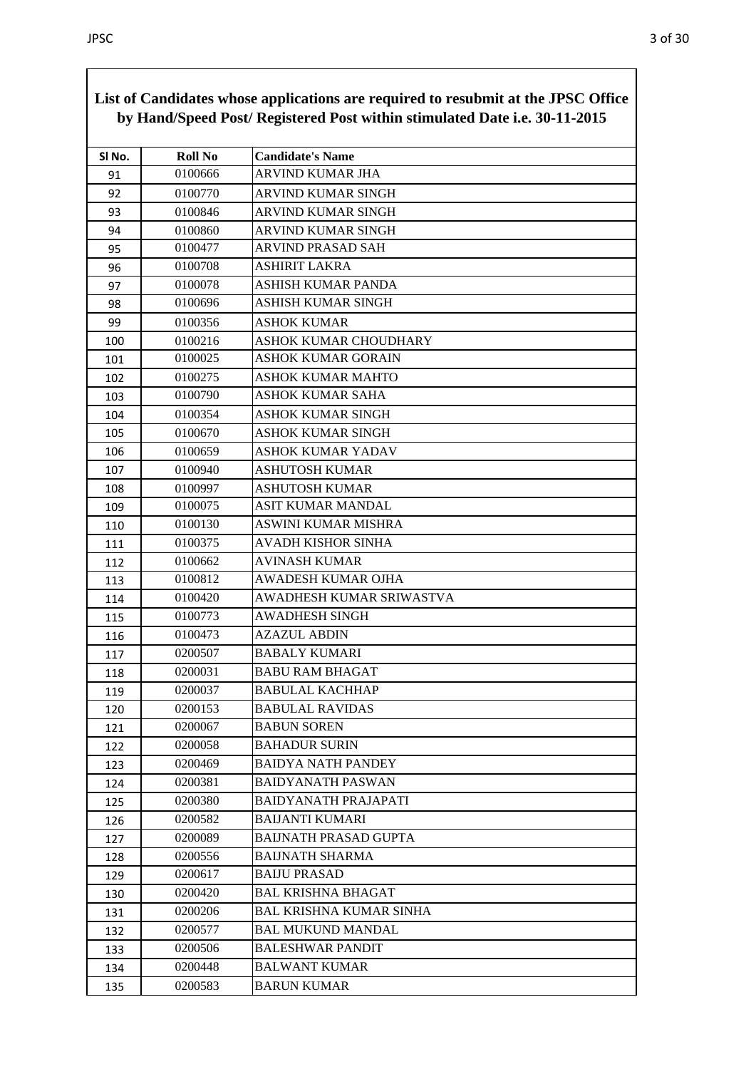**List of Candidates whose applications are required to resubmit at the JPSC Office by Hand/Speed Post/ Registered Post within stimulated Date i.e. 30-11-2015**

| Sl No. | Roll No | Candidate's Name |
|---|---|---|
| 91 | 0100666 | ARVIND KUMAR JHA |
| 92 | 0100770 | ARVIND KUMAR SINGH |
| 93 | 0100846 | ARVIND KUMAR SINGH |
| 94 | 0100860 | ARVIND KUMAR SINGH |
| 95 | 0100477 | ARVIND PRASAD SAH |
| 96 | 0100708 | ASHIRIT LAKRA |
| 97 | 0100078 | ASHISH KUMAR PANDA |
| 98 | 0100696 | ASHISH KUMAR SINGH |
| 99 | 0100356 | ASHOK KUMAR |
| 100 | 0100216 | ASHOK KUMAR CHOUDHARY |
| 101 | 0100025 | ASHOK KUMAR GORAIN |
| 102 | 0100275 | ASHOK KUMAR MAHTO |
| 103 | 0100790 | ASHOK KUMAR SAHA |
| 104 | 0100354 | ASHOK KUMAR SINGH |
| 105 | 0100670 | ASHOK KUMAR SINGH |
| 106 | 0100659 | ASHOK KUMAR YADAV |
| 107 | 0100940 | ASHUTOSH KUMAR |
| 108 | 0100997 | ASHUTOSH KUMAR |
| 109 | 0100075 | ASIT KUMAR MANDAL |
| 110 | 0100130 | ASWINI KUMAR MISHRA |
| 111 | 0100375 | AVADH KISHOR SINHA |
| 112 | 0100662 | AVINASH KUMAR |
| 113 | 0100812 | AWADESH KUMAR OJHA |
| 114 | 0100420 | AWADHESH KUMAR SRIWASTVA |
| 115 | 0100773 | AWADHESH SINGH |
| 116 | 0100473 | AZAZUL ABDIN |
| 117 | 0200507 | BABALY KUMARI |
| 118 | 0200031 | BABU RAM BHAGAT |
| 119 | 0200037 | BABULAL KACHHAP |
| 120 | 0200153 | BABULAL RAVIDAS |
| 121 | 0200067 | BABUN SOREN |
| 122 | 0200058 | BAHADUR SURIN |
| 123 | 0200469 | BAIDYA NATH PANDEY |
| 124 | 0200381 | BAIDYANATH PASWAN |
| 125 | 0200380 | BAIDYANATH PRAJAPATI |
| 126 | 0200582 | BAIJANTI KUMARI |
| 127 | 0200089 | BAIJNATH PRASAD GUPTA |
| 128 | 0200556 | BAIJNATH SHARMA |
| 129 | 0200617 | BAIJU PRASAD |
| 130 | 0200420 | BAL KRISHNA BHAGAT |
| 131 | 0200206 | BAL KRISHNA KUMAR SINHA |
| 132 | 0200577 | BAL MUKUND MANDAL |
| 133 | 0200506 | BALESHWAR PANDIT |
| 134 | 0200448 | BALWANT KUMAR |
| 135 | 0200583 | BARUN KUMAR |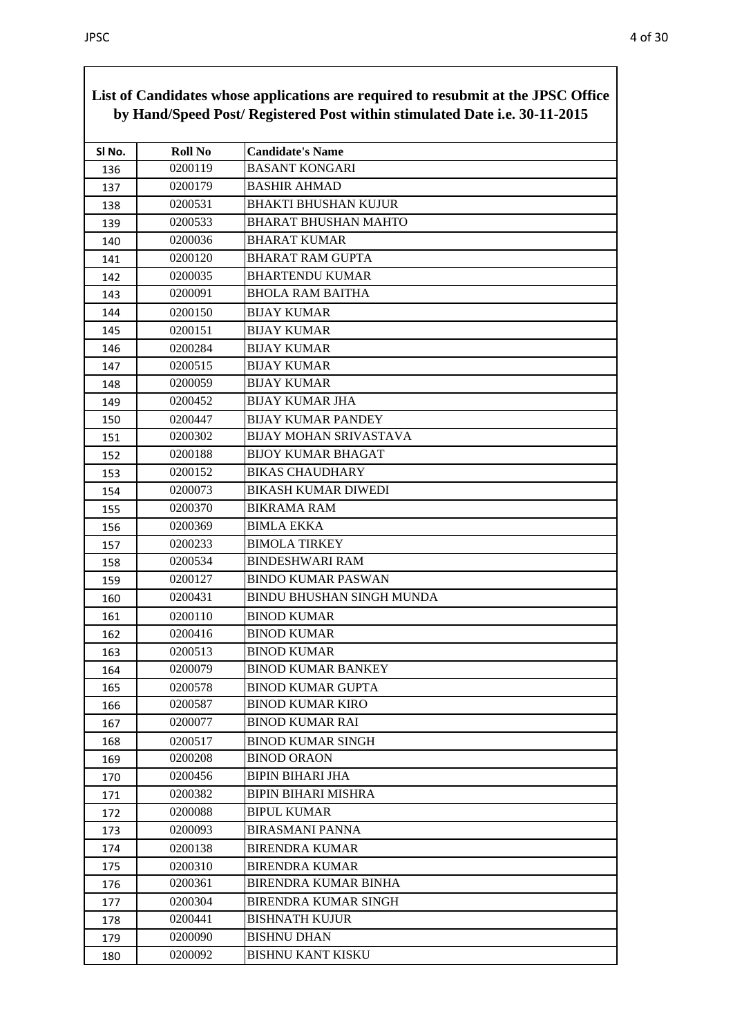**List of Candidates whose applications are required to resubmit at the JPSC Office by Hand/Speed Post/ Registered Post within stimulated Date i.e. 30-11-2015**

| Sl No. | Roll No | Candidate's Name |
|---|---|---|
| 136 | 0200119 | BASANT KONGARI |
| 137 | 0200179 | BASHIR AHMAD |
| 138 | 0200531 | BHAKTI BHUSHAN KUJUR |
| 139 | 0200533 | BHARAT BHUSHAN MAHTO |
| 140 | 0200036 | BHARAT KUMAR |
| 141 | 0200120 | BHARAT RAM GUPTA |
| 142 | 0200035 | BHARTENDU KUMAR |
| 143 | 0200091 | BHOLA RAM BAITHA |
| 144 | 0200150 | BIJAY KUMAR |
| 145 | 0200151 | BIJAY KUMAR |
| 146 | 0200284 | BIJAY KUMAR |
| 147 | 0200515 | BIJAY KUMAR |
| 148 | 0200059 | BIJAY KUMAR |
| 149 | 0200452 | BIJAY KUMAR JHA |
| 150 | 0200447 | BIJAY KUMAR PANDEY |
| 151 | 0200302 | BIJAY MOHAN SRIVASTAVA |
| 152 | 0200188 | BIJOY KUMAR BHAGAT |
| 153 | 0200152 | BIKAS CHAUDHARY |
| 154 | 0200073 | BIKASH KUMAR DIWEDI |
| 155 | 0200370 | BIKRAMA RAM |
| 156 | 0200369 | BIMLA EKKA |
| 157 | 0200233 | BIMOLA TIRKEY |
| 158 | 0200534 | BINDESHWARI RAM |
| 159 | 0200127 | BINDO KUMAR PASWAN |
| 160 | 0200431 | BINDU BHUSHAN SINGH MUNDA |
| 161 | 0200110 | BINOD KUMAR |
| 162 | 0200416 | BINOD KUMAR |
| 163 | 0200513 | BINOD KUMAR |
| 164 | 0200079 | BINOD KUMAR BANKEY |
| 165 | 0200578 | BINOD KUMAR GUPTA |
| 166 | 0200587 | BINOD KUMAR KIRO |
| 167 | 0200077 | BINOD KUMAR RAI |
| 168 | 0200517 | BINOD KUMAR SINGH |
| 169 | 0200208 | BINOD ORAON |
| 170 | 0200456 | BIPIN BIHARI JHA |
| 171 | 0200382 | BIPIN BIHARI MISHRA |
| 172 | 0200088 | BIPUL KUMAR |
| 173 | 0200093 | BIRASMANI PANNA |
| 174 | 0200138 | BIRENDRA KUMAR |
| 175 | 0200310 | BIRENDRA KUMAR |
| 176 | 0200361 | BIRENDRA KUMAR BINHA |
| 177 | 0200304 | BIRENDRA KUMAR SINGH |
| 178 | 0200441 | BISHNATH KUJUR |
| 179 | 0200090 | BISHNU DHAN |
| 180 | 0200092 | BISHNU KANT KISKU |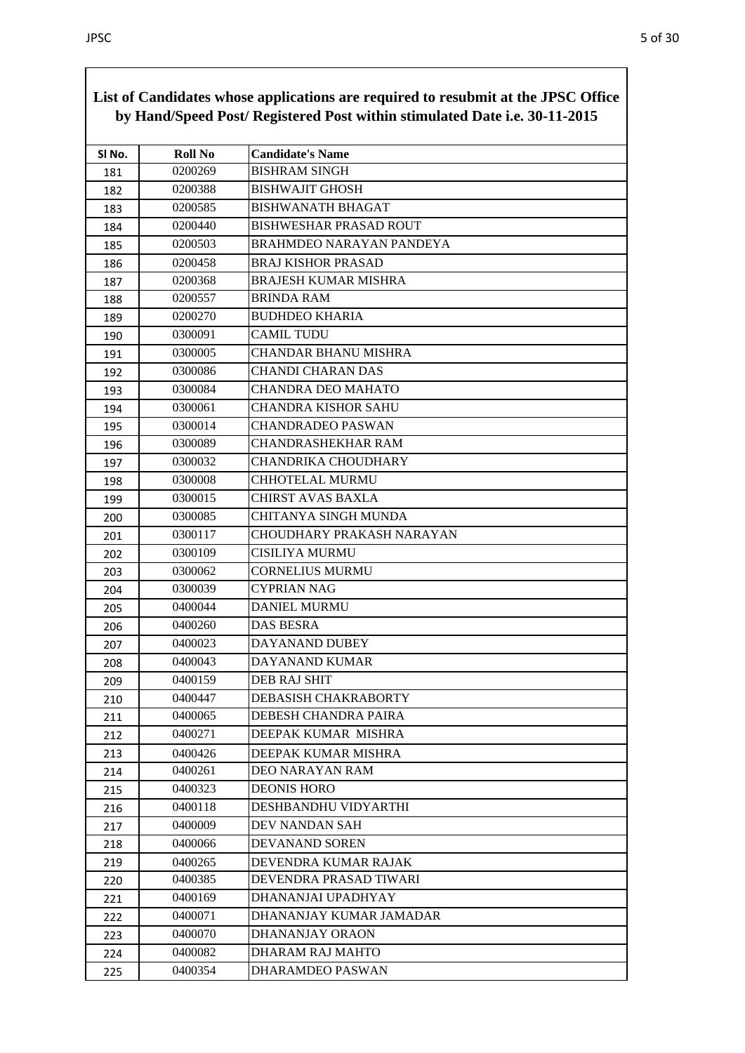**List of Candidates whose applications are required to resubmit at the JPSC Office by Hand/Speed Post/ Registered Post within stimulated Date i.e. 30-11-2015**

| Sl No. | Roll No | Candidate's Name |
|---|---|---|
| 181 | 0200269 | BISHRAM SINGH |
| 182 | 0200388 | BISHWAJIT GHOSH |
| 183 | 0200585 | BISHWANATH BHAGAT |
| 184 | 0200440 | BISHWESHAR PRASAD ROUT |
| 185 | 0200503 | BRAHMDEO NARAYAN PANDEYA |
| 186 | 0200458 | BRAJ KISHOR PRASAD |
| 187 | 0200368 | BRAJESH KUMAR MISHRA |
| 188 | 0200557 | BRINDA RAM |
| 189 | 0200270 | BUDHDEO KHARIA |
| 190 | 0300091 | CAMIL TUDU |
| 191 | 0300005 | CHANDAR BHANU MISHRA |
| 192 | 0300086 | CHANDI CHARAN DAS |
| 193 | 0300084 | CHANDRA DEO MAHATO |
| 194 | 0300061 | CHANDRA KISHOR SAHU |
| 195 | 0300014 | CHANDRADEO PASWAN |
| 196 | 0300089 | CHANDRASHEKHAR RAM |
| 197 | 0300032 | CHANDRIKA CHOUDHARY |
| 198 | 0300008 | CHHOTELAL MURMU |
| 199 | 0300015 | CHIRST AVAS BAXLA |
| 200 | 0300085 | CHITANYA SINGH MUNDA |
| 201 | 0300117 | CHOUDHARY PRAKASH NARAYAN |
| 202 | 0300109 | CISILIYA MURMU |
| 203 | 0300062 | CORNELIUS MURMU |
| 204 | 0300039 | CYPRIAN NAG |
| 205 | 0400044 | DANIEL MURMU |
| 206 | 0400260 | DAS BESRA |
| 207 | 0400023 | DAYANAND DUBEY |
| 208 | 0400043 | DAYANAND KUMAR |
| 209 | 0400159 | DEB RAJ SHIT |
| 210 | 0400447 | DEBASISH CHAKRABORTY |
| 211 | 0400065 | DEBESH CHANDRA PAIRA |
| 212 | 0400271 | DEEPAK KUMAR MISHRA |
| 213 | 0400426 | DEEPAK KUMAR MISHRA |
| 214 | 0400261 | DEO NARAYAN RAM |
| 215 | 0400323 | DEONIS HORO |
| 216 | 0400118 | DESHBANDHU VIDYARTHI |
| 217 | 0400009 | DEV NANDAN SAH |
| 218 | 0400066 | DEVANAND SOREN |
| 219 | 0400265 | DEVENDRA KUMAR RAJAK |
| 220 | 0400385 | DEVENDRA PRASAD TIWARI |
| 221 | 0400169 | DHANANJAI UPADHYAY |
| 222 | 0400071 | DHANANJAY KUMAR JAMADAR |
| 223 | 0400070 | DHANANJAY ORAON |
| 224 | 0400082 | DHARAM RAJ MAHTO |
| 225 | 0400354 | DHARAMDEO PASWAN |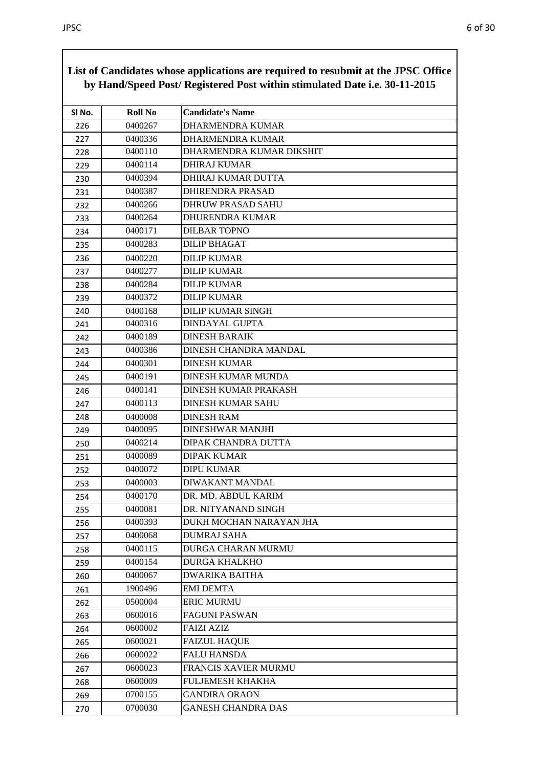**List of Candidates whose applications are required to resubmit at the JPSC Office by Hand/Speed Post/ Registered Post within stimulated Date i.e. 30-11-2015**

| Sl No. | Roll No | Candidate's Name |
|---|---|---|
| 226 | 0400267 | DHARMENDRA KUMAR |
| 227 | 0400336 | DHARMENDRA KUMAR |
| 228 | 0400110 | DHARMENDRA KUMAR DIKSHIT |
| 229 | 0400114 | DHIRAJ KUMAR |
| 230 | 0400394 | DHIRAJ KUMAR DUTTA |
| 231 | 0400387 | DHIRENDRA PRASAD |
| 232 | 0400266 | DHRUW PRASAD SAHU |
| 233 | 0400264 | DHURENDRA KUMAR |
| 234 | 0400171 | DILBAR TOPNO |
| 235 | 0400283 | DILIP BHAGAT |
| 236 | 0400220 | DILIP KUMAR |
| 237 | 0400277 | DILIP KUMAR |
| 238 | 0400284 | DILIP KUMAR |
| 239 | 0400372 | DILIP KUMAR |
| 240 | 0400168 | DILIP KUMAR SINGH |
| 241 | 0400316 | DINDAYAL GUPTA |
| 242 | 0400189 | DINESH BARAIK |
| 243 | 0400386 | DINESH CHANDRA MANDAL |
| 244 | 0400301 | DINESH KUMAR |
| 245 | 0400191 | DINESH KUMAR MUNDA |
| 246 | 0400141 | DINESH KUMAR PRAKASH |
| 247 | 0400113 | DINESH KUMAR SAHU |
| 248 | 0400008 | DINESH RAM |
| 249 | 0400095 | DINESHWAR MANJHI |
| 250 | 0400214 | DIPAK CHANDRA DUTTA |
| 251 | 0400089 | DIPAK KUMAR |
| 252 | 0400072 | DIPU KUMAR |
| 253 | 0400003 | DIWAKANT MANDAL |
| 254 | 0400170 | DR. MD. ABDUL KARIM |
| 255 | 0400081 | DR. NITYANAND SINGH |
| 256 | 0400393 | DUKH MOCHAN NARAYAN JHA |
| 257 | 0400068 | DUMRAJ SAHA |
| 258 | 0400115 | DURGA CHARAN MURMU |
| 259 | 0400154 | DURGA KHALKHO |
| 260 | 0400067 | DWARIKA BAITHA |
| 261 | 1900496 | EMI DEMTA |
| 262 | 0500004 | ERIC MURMU |
| 263 | 0600016 | FAGUNI PASWAN |
| 264 | 0600002 | FAIZI AZIZ |
| 265 | 0600021 | FAIZUL HAQUE |
| 266 | 0600022 | FALU HANSDA |
| 267 | 0600023 | FRANCIS XAVIER MURMU |
| 268 | 0600009 | FULJEMESH KHAKHA |
| 269 | 0700155 | GANDIRA ORAON |
| 270 | 0700030 | GANESH CHANDRA DAS |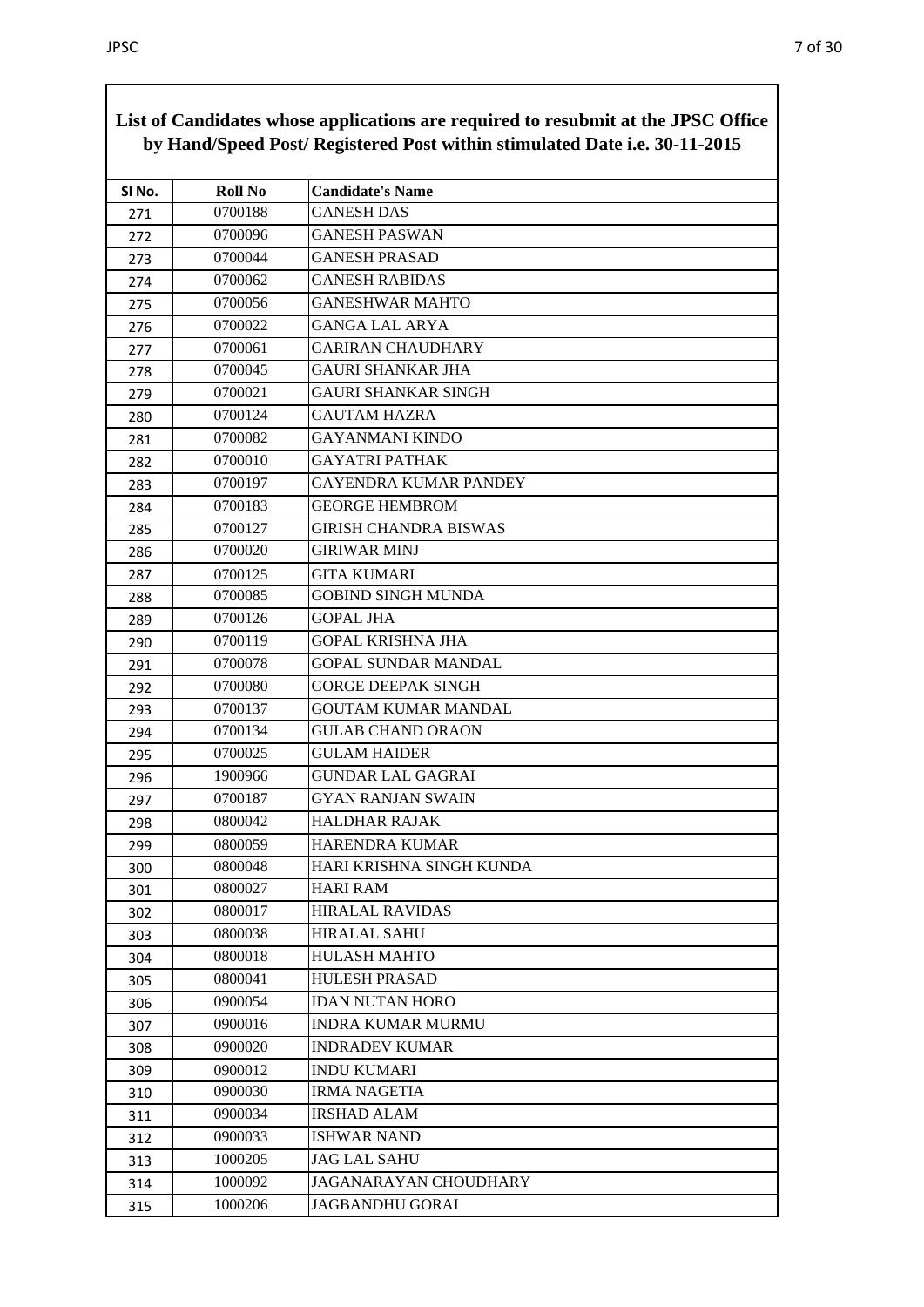**List of Candidates whose applications are required to resubmit at the JPSC Office by Hand/Speed Post/ Registered Post within stimulated Date i.e. 30-11-2015**

| Sl No. | Roll No | Candidate's Name |
|---|---|---|
| 271 | 0700188 | GANESH DAS |
| 272 | 0700096 | GANESH PASWAN |
| 273 | 0700044 | GANESH PRASAD |
| 274 | 0700062 | GANESH RABIDAS |
| 275 | 0700056 | GANESHWAR MAHTO |
| 276 | 0700022 | GANGA LAL ARYA |
| 277 | 0700061 | GARIRAN CHAUDHARY |
| 278 | 0700045 | GAURI SHANKAR JHA |
| 279 | 0700021 | GAURI SHANKAR SINGH |
| 280 | 0700124 | GAUTAM HAZRA |
| 281 | 0700082 | GAYANMANI KINDO |
| 282 | 0700010 | GAYATRI PATHAK |
| 283 | 0700197 | GAYENDRA KUMAR PANDEY |
| 284 | 0700183 | GEORGE HEMBROM |
| 285 | 0700127 | GIRISH CHANDRA BISWAS |
| 286 | 0700020 | GIRIWAR MINJ |
| 287 | 0700125 | GITA KUMARI |
| 288 | 0700085 | GOBIND SINGH MUNDA |
| 289 | 0700126 | GOPAL JHA |
| 290 | 0700119 | GOPAL KRISHNA JHA |
| 291 | 0700078 | GOPAL SUNDAR MANDAL |
| 292 | 0700080 | GORGE DEEPAK SINGH |
| 293 | 0700137 | GOUTAM KUMAR MANDAL |
| 294 | 0700134 | GULAB CHAND ORAON |
| 295 | 0700025 | GULAM HAIDER |
| 296 | 1900966 | GUNDAR LAL GAGRAI |
| 297 | 0700187 | GYAN RANJAN SWAIN |
| 298 | 0800042 | HALDHAR RAJAK |
| 299 | 0800059 | HARENDRA KUMAR |
| 300 | 0800048 | HARI KRISHNA SINGH KUNDA |
| 301 | 0800027 | HARI RAM |
| 302 | 0800017 | HIRALAL RAVIDAS |
| 303 | 0800038 | HIRALAL SAHU |
| 304 | 0800018 | HULASH MAHTO |
| 305 | 0800041 | HULESH PRASAD |
| 306 | 0900054 | IDAN NUTAN HORO |
| 307 | 0900016 | INDRA KUMAR MURMU |
| 308 | 0900020 | INDRADEV KUMAR |
| 309 | 0900012 | INDU KUMARI |
| 310 | 0900030 | IRMA NAGETIA |
| 311 | 0900034 | IRSHAD ALAM |
| 312 | 0900033 | ISHWAR NAND |
| 313 | 1000205 | JAG LAL SAHU |
| 314 | 1000092 | JAGANARAYAN CHOUDHARY |
| 315 | 1000206 | JAGBANDHU GORAI |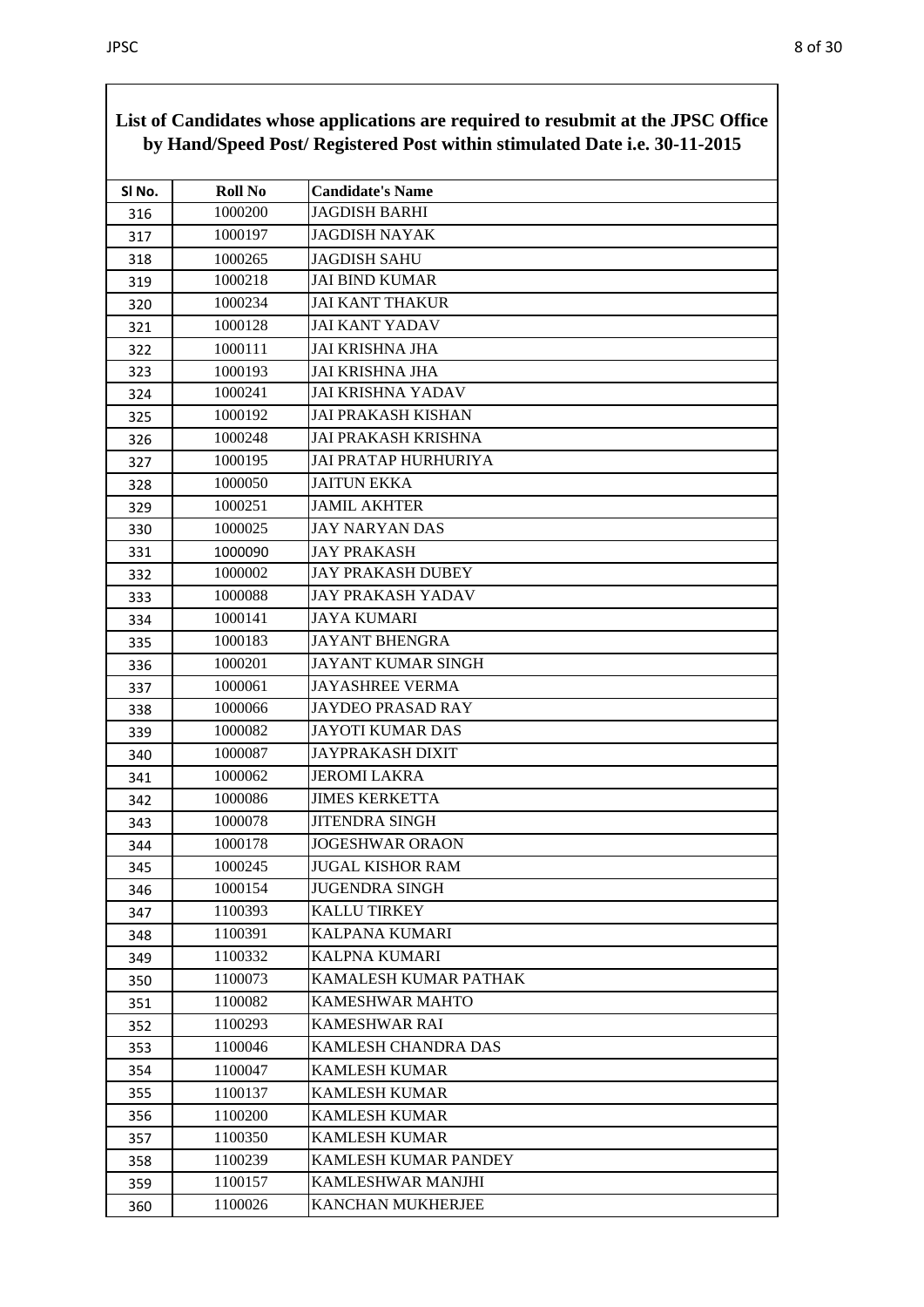**List of Candidates whose applications are required to resubmit at the JPSC Office by Hand/Speed Post/ Registered Post within stimulated Date i.e. 30-11-2015**

| Sl No. | Roll No | Candidate's Name |
|---|---|---|
| 316 | 1000200 | JAGDISH BARHI |
| 317 | 1000197 | JAGDISH NAYAK |
| 318 | 1000265 | JAGDISH SAHU |
| 319 | 1000218 | JAI BIND KUMAR |
| 320 | 1000234 | JAI KANT THAKUR |
| 321 | 1000128 | JAI KANT YADAV |
| 322 | 1000111 | JAI KRISHNA JHA |
| 323 | 1000193 | JAI KRISHNA JHA |
| 324 | 1000241 | JAI KRISHNA YADAV |
| 325 | 1000192 | JAI PRAKASH KISHAN |
| 326 | 1000248 | JAI PRAKASH KRISHNA |
| 327 | 1000195 | JAI PRATAP HURHURIYA |
| 328 | 1000050 | JAITUN EKKA |
| 329 | 1000251 | JAMIL AKHTER |
| 330 | 1000025 | JAY NARYAN DAS |
| 331 | 1000090 | JAY PRAKASH |
| 332 | 1000002 | JAY PRAKASH DUBEY |
| 333 | 1000088 | JAY PRAKASH YADAV |
| 334 | 1000141 | JAYA KUMARI |
| 335 | 1000183 | JAYANT BHENGRA |
| 336 | 1000201 | JAYANT KUMAR SINGH |
| 337 | 1000061 | JAYASHREE VERMA |
| 338 | 1000066 | JAYDEO PRASAD RAY |
| 339 | 1000082 | JAYOTI KUMAR DAS |
| 340 | 1000087 | JAYPRAKASH DIXIT |
| 341 | 1000062 | JEROMI LAKRA |
| 342 | 1000086 | JIMES KERKETTA |
| 343 | 1000078 | JITENDRA SINGH |
| 344 | 1000178 | JOGESHWAR ORAON |
| 345 | 1000245 | JUGAL KISHOR RAM |
| 346 | 1000154 | JUGENDRA SINGH |
| 347 | 1100393 | KALLU TIRKEY |
| 348 | 1100391 | KALPANA KUMARI |
| 349 | 1100332 | KALPNA KUMARI |
| 350 | 1100073 | KAMALESH KUMAR PATHAK |
| 351 | 1100082 | KAMESHWAR MAHTO |
| 352 | 1100293 | KAMESHWAR RAI |
| 353 | 1100046 | KAMLESH CHANDRA DAS |
| 354 | 1100047 | KAMLESH KUMAR |
| 355 | 1100137 | KAMLESH KUMAR |
| 356 | 1100200 | KAMLESH KUMAR |
| 357 | 1100350 | KAMLESH KUMAR |
| 358 | 1100239 | KAMLESH KUMAR PANDEY |
| 359 | 1100157 | KAMLESHWAR MANJHI |
| 360 | 1100026 | KANCHAN MUKHERJEE |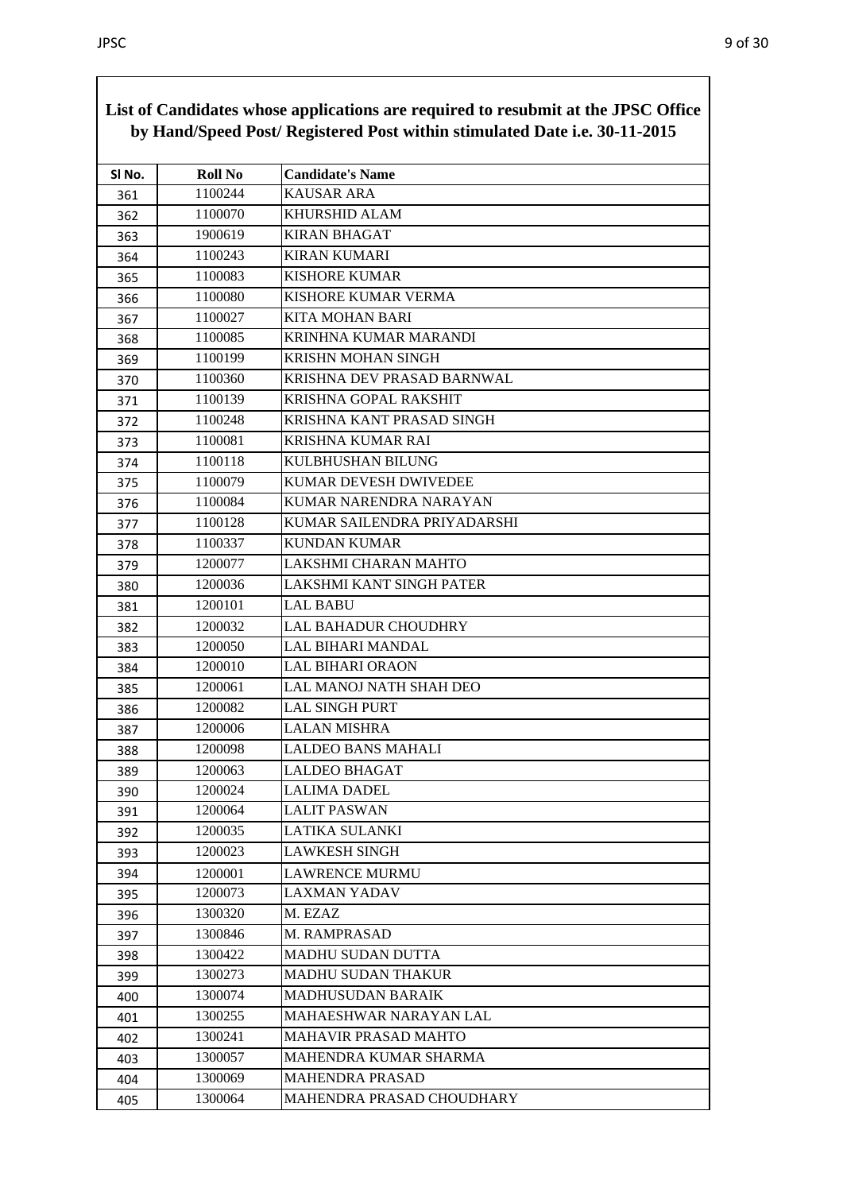**List of Candidates whose applications are required to resubmit at the JPSC Office by Hand/Speed Post/ Registered Post within stimulated Date i.e. 30-11-2015**

| Sl No. | Roll No | Candidate's Name |
|---|---|---|
| 361 | 1100244 | KAUSAR ARA |
| 362 | 1100070 | KHURSHID ALAM |
| 363 | 1900619 | KIRAN BHAGAT |
| 364 | 1100243 | KIRAN KUMARI |
| 365 | 1100083 | KISHORE KUMAR |
| 366 | 1100080 | KISHORE KUMAR VERMA |
| 367 | 1100027 | KITA MOHAN BARI |
| 368 | 1100085 | KRINHNA KUMAR MARANDI |
| 369 | 1100199 | KRISHN MOHAN SINGH |
| 370 | 1100360 | KRISHNA DEV PRASAD BARNWAL |
| 371 | 1100139 | KRISHNA GOPAL RAKSHIT |
| 372 | 1100248 | KRISHNA KANT PRASAD SINGH |
| 373 | 1100081 | KRISHNA KUMAR RAI |
| 374 | 1100118 | KULBHUSHAN BILUNG |
| 375 | 1100079 | KUMAR DEVESH DWIVEDEE |
| 376 | 1100084 | KUMAR NARENDRA NARAYAN |
| 377 | 1100128 | KUMAR SAILENDRA PRIYADARSHI |
| 378 | 1100337 | KUNDAN KUMAR |
| 379 | 1200077 | LAKSHMI CHARAN MAHTO |
| 380 | 1200036 | LAKSHMI KANT SINGH PATER |
| 381 | 1200101 | LAL BABU |
| 382 | 1200032 | LAL BAHADUR CHOUDHRY |
| 383 | 1200050 | LAL BIHARI MANDAL |
| 384 | 1200010 | LAL BIHARI ORAON |
| 385 | 1200061 | LAL MANOJ NATH SHAH DEO |
| 386 | 1200082 | LAL SINGH PURT |
| 387 | 1200006 | LALAN MISHRA |
| 388 | 1200098 | LALDEO BANS MAHALI |
| 389 | 1200063 | LALDEO BHAGAT |
| 390 | 1200024 | LALIMA DADEL |
| 391 | 1200064 | LALIT PASWAN |
| 392 | 1200035 | LATIKA SULANKI |
| 393 | 1200023 | LAWKESH SINGH |
| 394 | 1200001 | LAWRENCE MURMU |
| 395 | 1200073 | LAXMAN YADAV |
| 396 | 1300320 | M. EZAZ |
| 397 | 1300846 | M. RAMPRASAD |
| 398 | 1300422 | MADHU SUDAN DUTTA |
| 399 | 1300273 | MADHU SUDAN THAKUR |
| 400 | 1300074 | MADHUSUDAN BARAIK |
| 401 | 1300255 | MAHAESHWAR NARAYAN LAL |
| 402 | 1300241 | MAHAVIR PRASAD MAHTO |
| 403 | 1300057 | MAHENDRA KUMAR SHARMA |
| 404 | 1300069 | MAHENDRA PRASAD |
| 405 | 1300064 | MAHENDRA PRASAD CHOUDHARY |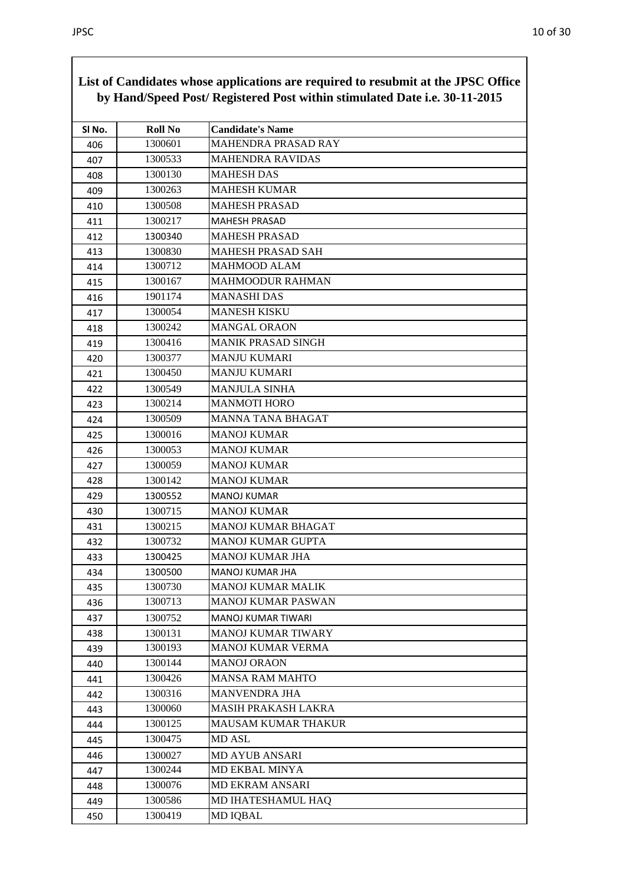**List of Candidates whose applications are required to resubmit at the JPSC Office by Hand/Speed Post/ Registered Post within stimulated Date i.e. 30-11-2015**

| Sl No. | Roll No | Candidate's Name |
|---|---|---|
| 406 | 1300601 | MAHENDRA PRASAD RAY |
| 407 | 1300533 | MAHENDRA RAVIDAS |
| 408 | 1300130 | MAHESH DAS |
| 409 | 1300263 | MAHESH KUMAR |
| 410 | 1300508 | MAHESH PRASAD |
| 411 | 1300217 | MAHESH PRASAD |
| 412 | 1300340 | MAHESH PRASAD |
| 413 | 1300830 | MAHESH PRASAD SAH |
| 414 | 1300712 | MAHMOOD ALAM |
| 415 | 1300167 | MAHMOODUR RAHMAN |
| 416 | 1901174 | MANASHI DAS |
| 417 | 1300054 | MANESH KISKU |
| 418 | 1300242 | MANGAL ORAON |
| 419 | 1300416 | MANIK PRASAD SINGH |
| 420 | 1300377 | MANJU KUMARI |
| 421 | 1300450 | MANJU KUMARI |
| 422 | 1300549 | MANJULA SINHA |
| 423 | 1300214 | MANMOTI HORO |
| 424 | 1300509 | MANNA TANA BHAGAT |
| 425 | 1300016 | MANOJ KUMAR |
| 426 | 1300053 | MANOJ KUMAR |
| 427 | 1300059 | MANOJ KUMAR |
| 428 | 1300142 | MANOJ KUMAR |
| 429 | 1300552 | MANOJ KUMAR |
| 430 | 1300715 | MANOJ KUMAR |
| 431 | 1300215 | MANOJ KUMAR BHAGAT |
| 432 | 1300732 | MANOJ KUMAR GUPTA |
| 433 | 1300425 | MANOJ KUMAR JHA |
| 434 | 1300500 | MANOJ KUMAR JHA |
| 435 | 1300730 | MANOJ KUMAR MALIK |
| 436 | 1300713 | MANOJ KUMAR PASWAN |
| 437 | 1300752 | MANOJ KUMAR TIWARI |
| 438 | 1300131 | MANOJ KUMAR TIWARY |
| 439 | 1300193 | MANOJ KUMAR VERMA |
| 440 | 1300144 | MANOJ ORAON |
| 441 | 1300426 | MANSA RAM MAHTO |
| 442 | 1300316 | MANVENDRA JHA |
| 443 | 1300060 | MASIH PRAKASH LAKRA |
| 444 | 1300125 | MAUSAM KUMAR THAKUR |
| 445 | 1300475 | MD ASL |
| 446 | 1300027 | MD AYUB ANSARI |
| 447 | 1300244 | MD EKBAL MINYA |
| 448 | 1300076 | MD EKRAM ANSARI |
| 449 | 1300586 | MD IHATESHAMUL HAQ |
| 450 | 1300419 | MD IQBAL |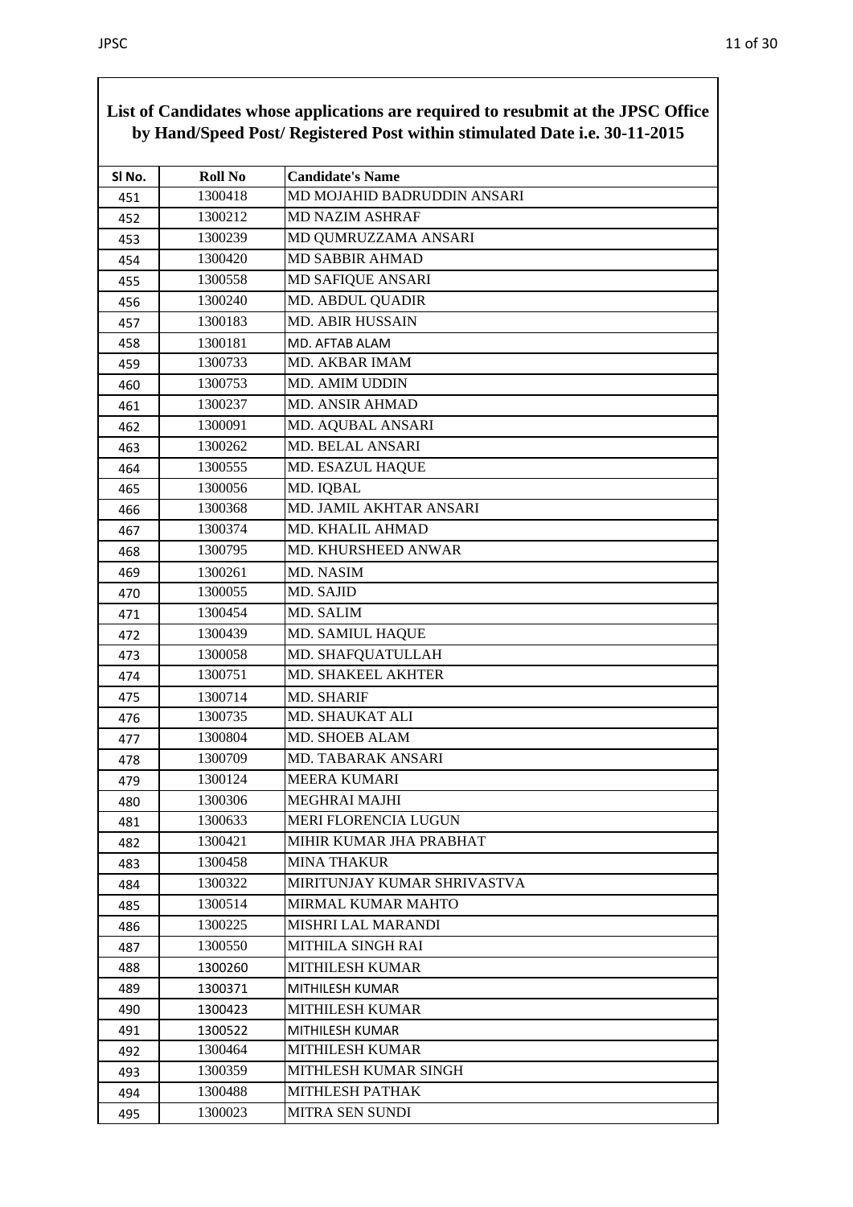**List of Candidates whose applications are required to resubmit at the JPSC Office by Hand/Speed Post/ Registered Post within stimulated Date i.e. 30-11-2015**

| Sl No. | Roll No | Candidate's Name |
|---|---|---|
| 451 | 1300418 | MD MOJAHID BADRUDDIN ANSARI |
| 452 | 1300212 | MD NAZIM ASHRAF |
| 453 | 1300239 | MD QUMRUZZAMA ANSARI |
| 454 | 1300420 | MD SABBIR AHMAD |
| 455 | 1300558 | MD SAFIQUE ANSARI |
| 456 | 1300240 | MD. ABDUL QUADIR |
| 457 | 1300183 | MD. ABIR HUSSAIN |
| 458 | 1300181 | MD. AFTAB ALAM |
| 459 | 1300733 | MD. AKBAR IMAM |
| 460 | 1300753 | MD. AMIM UDDIN |
| 461 | 1300237 | MD. ANSIR AHMAD |
| 462 | 1300091 | MD. AQUBAL ANSARI |
| 463 | 1300262 | MD. BELAL ANSARI |
| 464 | 1300555 | MD. ESAZUL HAQUE |
| 465 | 1300056 | MD. IQBAL |
| 466 | 1300368 | MD. JAMIL AKHTAR ANSARI |
| 467 | 1300374 | MD. KHALIL AHMAD |
| 468 | 1300795 | MD. KHURSHEED ANWAR |
| 469 | 1300261 | MD. NASIM |
| 470 | 1300055 | MD. SAJID |
| 471 | 1300454 | MD. SALIM |
| 472 | 1300439 | MD. SAMIUL HAQUE |
| 473 | 1300058 | MD. SHAFQUATULLAH |
| 474 | 1300751 | MD. SHAKEEL AKHTER |
| 475 | 1300714 | MD. SHARIF |
| 476 | 1300735 | MD. SHAUKAT ALI |
| 477 | 1300804 | MD. SHOEB ALAM |
| 478 | 1300709 | MD. TABARAK ANSARI |
| 479 | 1300124 | MEERA KUMARI |
| 480 | 1300306 | MEGHRAI MAJHI |
| 481 | 1300633 | MERI FLORENCIA LUGUN |
| 482 | 1300421 | MIHIR KUMAR JHA PRABHAT |
| 483 | 1300458 | MINA THAKUR |
| 484 | 1300322 | MIRITUNJAY KUMAR SHRIVASTVA |
| 485 | 1300514 | MIRMAL KUMAR MAHTO |
| 486 | 1300225 | MISHRI LAL MARANDI |
| 487 | 1300550 | MITHILA SINGH RAI |
| 488 | 1300260 | MITHILESH KUMAR |
| 489 | 1300371 | MITHILESH KUMAR |
| 490 | 1300423 | MITHILESH KUMAR |
| 491 | 1300522 | MITHILESH KUMAR |
| 492 | 1300464 | MITHILESH KUMAR |
| 493 | 1300359 | MITHLESH KUMAR SINGH |
| 494 | 1300488 | MITHLESH PATHAK |
| 495 | 1300023 | MITRA SEN SUNDI |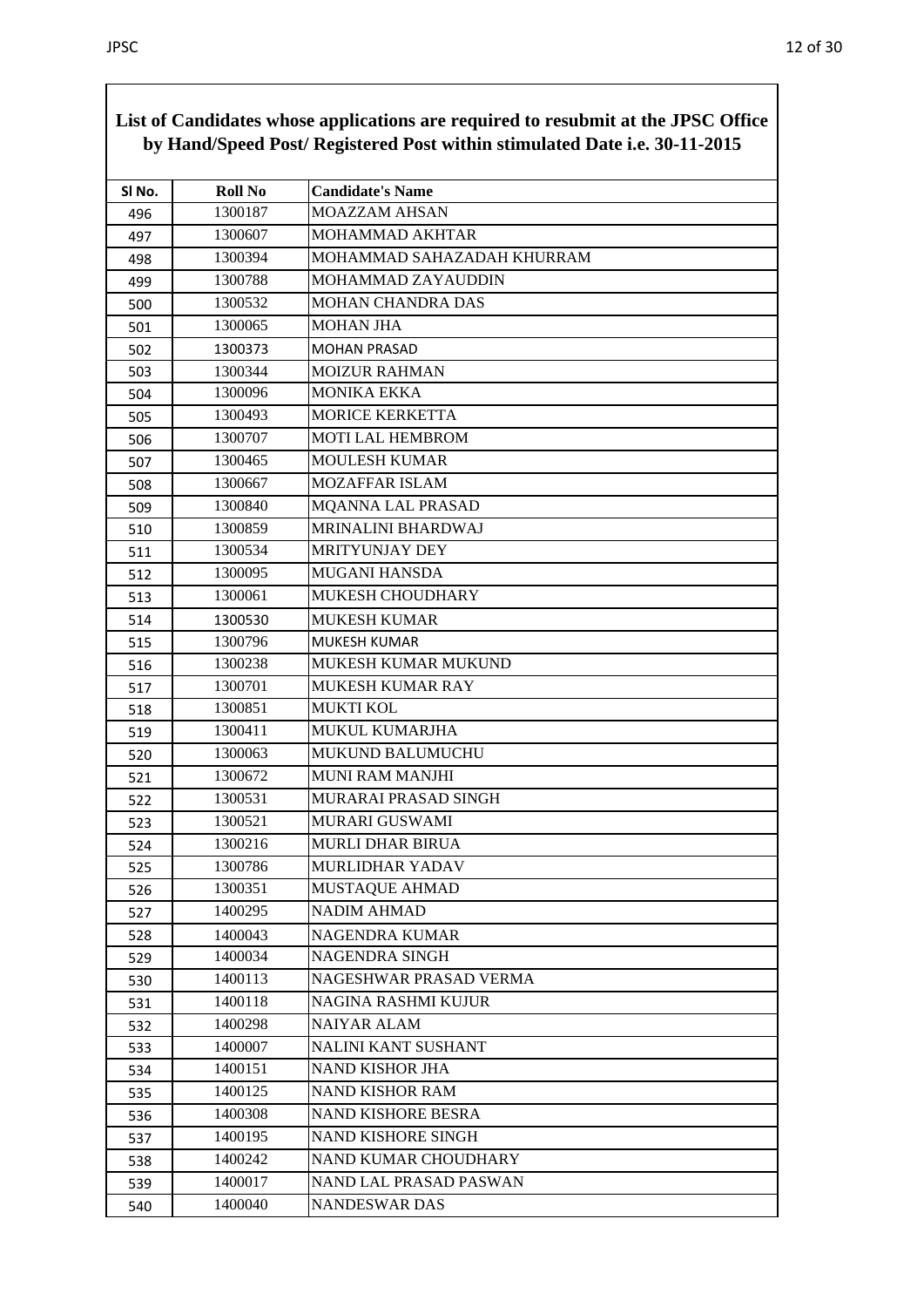**List of Candidates whose applications are required to resubmit at the JPSC Office by Hand/Speed Post/ Registered Post within stimulated Date i.e. 30-11-2015**

| Sl No. | Roll No | Candidate's Name |
|---|---|---|
| 496 | 1300187 | MOAZZAM AHSAN |
| 497 | 1300607 | MOHAMMAD AKHTAR |
| 498 | 1300394 | MOHAMMAD SAHAZADAH KHURRAM |
| 499 | 1300788 | MOHAMMAD ZAYAUDDIN |
| 500 | 1300532 | MOHAN CHANDRA DAS |
| 501 | 1300065 | MOHAN JHA |
| 502 | 1300373 | MOHAN PRASAD |
| 503 | 1300344 | MOIZUR RAHMAN |
| 504 | 1300096 | MONIKA EKKA |
| 505 | 1300493 | MORICE KERKETTA |
| 506 | 1300707 | MOTI LAL HEMBROM |
| 507 | 1300465 | MOULESH KUMAR |
| 508 | 1300667 | MOZAFFAR ISLAM |
| 509 | 1300840 | MQANNA LAL PRASAD |
| 510 | 1300859 | MRINALINI BHARDWAJ |
| 511 | 1300534 | MRITYUNJAY DEY |
| 512 | 1300095 | MUGANI HANSDA |
| 513 | 1300061 | MUKESH CHOUDHARY |
| 514 | 1300530 | MUKESH KUMAR |
| 515 | 1300796 | MUKESH KUMAR |
| 516 | 1300238 | MUKESH KUMAR MUKUND |
| 517 | 1300701 | MUKESH KUMAR RAY |
| 518 | 1300851 | MUKTI KOL |
| 519 | 1300411 | MUKUL KUMARJHA |
| 520 | 1300063 | MUKUND BALUMUCHU |
| 521 | 1300672 | MUNI RAM MANJHI |
| 522 | 1300531 | MURARAI PRASAD SINGH |
| 523 | 1300521 | MURARI GUSWAMI |
| 524 | 1300216 | MURLI DHAR BIRUA |
| 525 | 1300786 | MURLIDHAR YADAV |
| 526 | 1300351 | MUSTAQUE AHMAD |
| 527 | 1400295 | NADIM AHMAD |
| 528 | 1400043 | NAGENDRA KUMAR |
| 529 | 1400034 | NAGENDRA SINGH |
| 530 | 1400113 | NAGESHWAR PRASAD VERMA |
| 531 | 1400118 | NAGINA RASHMI KUJUR |
| 532 | 1400298 | NAIYAR ALAM |
| 533 | 1400007 | NALINI KANT SUSHANT |
| 534 | 1400151 | NAND KISHOR JHA |
| 535 | 1400125 | NAND KISHOR RAM |
| 536 | 1400308 | NAND KISHORE BESRA |
| 537 | 1400195 | NAND KISHORE SINGH |
| 538 | 1400242 | NAND KUMAR CHOUDHARY |
| 539 | 1400017 | NAND LAL PRASAD PASWAN |
| 540 | 1400040 | NANDESWAR DAS |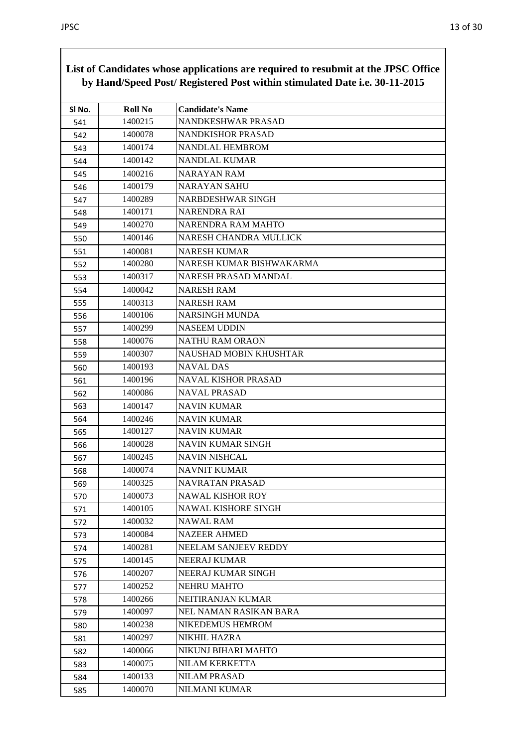**List of Candidates whose applications are required to resubmit at the JPSC Office by Hand/Speed Post/ Registered Post within stimulated Date i.e. 30-11-2015**

| Sl No. | Roll No | Candidate's Name |
|---|---|---|
| 541 | 1400215 | NANDKESHWAR PRASAD |
| 542 | 1400078 | NANDKISHOR PRASAD |
| 543 | 1400174 | NANDLAL HEMBROM |
| 544 | 1400142 | NANDLAL KUMAR |
| 545 | 1400216 | NARAYAN RAM |
| 546 | 1400179 | NARAYAN SAHU |
| 547 | 1400289 | NARBDESHWAR SINGH |
| 548 | 1400171 | NARENDRA RAI |
| 549 | 1400270 | NARENDRA RAM MAHTO |
| 550 | 1400146 | NARESH CHANDRA MULLICK |
| 551 | 1400081 | NARESH KUMAR |
| 552 | 1400280 | NARESH KUMAR BISHWAKARMA |
| 553 | 1400317 | NARESH PRASAD MANDAL |
| 554 | 1400042 | NARESH RAM |
| 555 | 1400313 | NARESH RAM |
| 556 | 1400106 | NARSINGH MUNDA |
| 557 | 1400299 | NASEEM UDDIN |
| 558 | 1400076 | NATHU RAM ORAON |
| 559 | 1400307 | NAUSHAD MOBIN KHUSHTAR |
| 560 | 1400193 | NAVAL DAS |
| 561 | 1400196 | NAVAL KISHOR PRASAD |
| 562 | 1400086 | NAVAL PRASAD |
| 563 | 1400147 | NAVIN KUMAR |
| 564 | 1400246 | NAVIN KUMAR |
| 565 | 1400127 | NAVIN KUMAR |
| 566 | 1400028 | NAVIN KUMAR SINGH |
| 567 | 1400245 | NAVIN NISHCAL |
| 568 | 1400074 | NAVNIT KUMAR |
| 569 | 1400325 | NAVRATAN PRASAD |
| 570 | 1400073 | NAWAL KISHOR ROY |
| 571 | 1400105 | NAWAL KISHORE SINGH |
| 572 | 1400032 | NAWAL RAM |
| 573 | 1400084 | NAZEER AHMED |
| 574 | 1400281 | NEELAM SANJEEV REDDY |
| 575 | 1400145 | NEERAJ KUMAR |
| 576 | 1400207 | NEERAJ KUMAR SINGH |
| 577 | 1400252 | NEHRU MAHTO |
| 578 | 1400266 | NEITIRANJAN KUMAR |
| 579 | 1400097 | NEL NAMAN RASIKAN BARA |
| 580 | 1400238 | NIKEDEMUS HEMROM |
| 581 | 1400297 | NIKHIL HAZRA |
| 582 | 1400066 | NIKUNJ BIHARI MAHTO |
| 583 | 1400075 | NILAM KERKETTA |
| 584 | 1400133 | NILAM PRASAD |
| 585 | 1400070 | NILMANI KUMAR |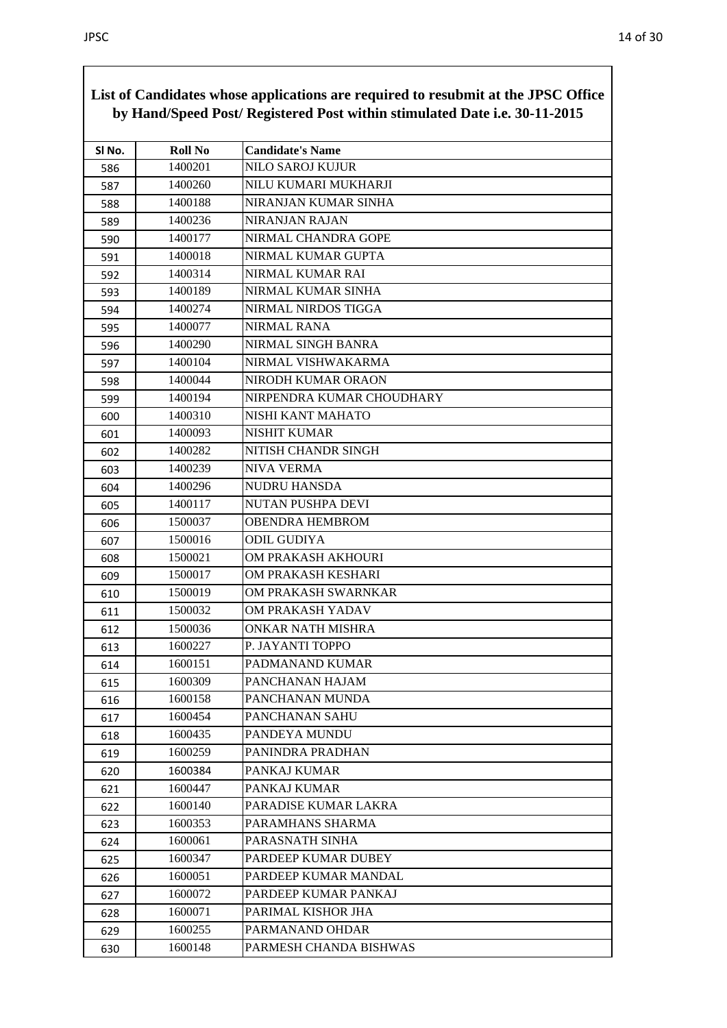**List of Candidates whose applications are required to resubmit at the JPSC Office by Hand/Speed Post/ Registered Post within stimulated Date i.e. 30-11-2015**

| Sl No. | Roll No | Candidate's Name |
|---|---|---|
| 586 | 1400201 | NILO SAROJ KUJUR |
| 587 | 1400260 | NILU KUMARI MUKHARJI |
| 588 | 1400188 | NIRANJAN KUMAR SINHA |
| 589 | 1400236 | NIRANJAN RAJAN |
| 590 | 1400177 | NIRMAL CHANDRA GOPE |
| 591 | 1400018 | NIRMAL KUMAR GUPTA |
| 592 | 1400314 | NIRMAL KUMAR RAI |
| 593 | 1400189 | NIRMAL KUMAR SINHA |
| 594 | 1400274 | NIRMAL NIRDOS TIGGA |
| 595 | 1400077 | NIRMAL RANA |
| 596 | 1400290 | NIRMAL SINGH BANRA |
| 597 | 1400104 | NIRMAL VISHWAKARMA |
| 598 | 1400044 | NIRODH KUMAR ORAON |
| 599 | 1400194 | NIRPENDRA KUMAR CHOUDHARY |
| 600 | 1400310 | NISHI KANT MAHATO |
| 601 | 1400093 | NISHIT KUMAR |
| 602 | 1400282 | NITISH CHANDR SINGH |
| 603 | 1400239 | NIVA VERMA |
| 604 | 1400296 | NUDRU HANSDA |
| 605 | 1400117 | NUTAN PUSHPA DEVI |
| 606 | 1500037 | OBENDRA HEMBROM |
| 607 | 1500016 | ODIL GUDIYA |
| 608 | 1500021 | OM PRAKASH AKHOURI |
| 609 | 1500017 | OM PRAKASH KESHARI |
| 610 | 1500019 | OM PRAKASH SWARNKAR |
| 611 | 1500032 | OM PRAKASH YADAV |
| 612 | 1500036 | ONKAR NATH MISHRA |
| 613 | 1600227 | P. JAYANTI TOPPO |
| 614 | 1600151 | PADMANAND KUMAR |
| 615 | 1600309 | PANCHANAN HAJAM |
| 616 | 1600158 | PANCHANAN MUNDA |
| 617 | 1600454 | PANCHANAN SAHU |
| 618 | 1600435 | PANDEYA MUNDU |
| 619 | 1600259 | PANINDRA PRADHAN |
| 620 | 1600384 | PANKAJ KUMAR |
| 621 | 1600447 | PANKAJ KUMAR |
| 622 | 1600140 | PARADISE KUMAR LAKRA |
| 623 | 1600353 | PARAMHANS SHARMA |
| 624 | 1600061 | PARASNATH SINHA |
| 625 | 1600347 | PARDEEP KUMAR DUBEY |
| 626 | 1600051 | PARDEEP KUMAR MANDAL |
| 627 | 1600072 | PARDEEP KUMAR PANKAJ |
| 628 | 1600071 | PARIMAL KISHOR JHA |
| 629 | 1600255 | PARMANAND OHDAR |
| 630 | 1600148 | PARMESH CHANDA BISHWAS |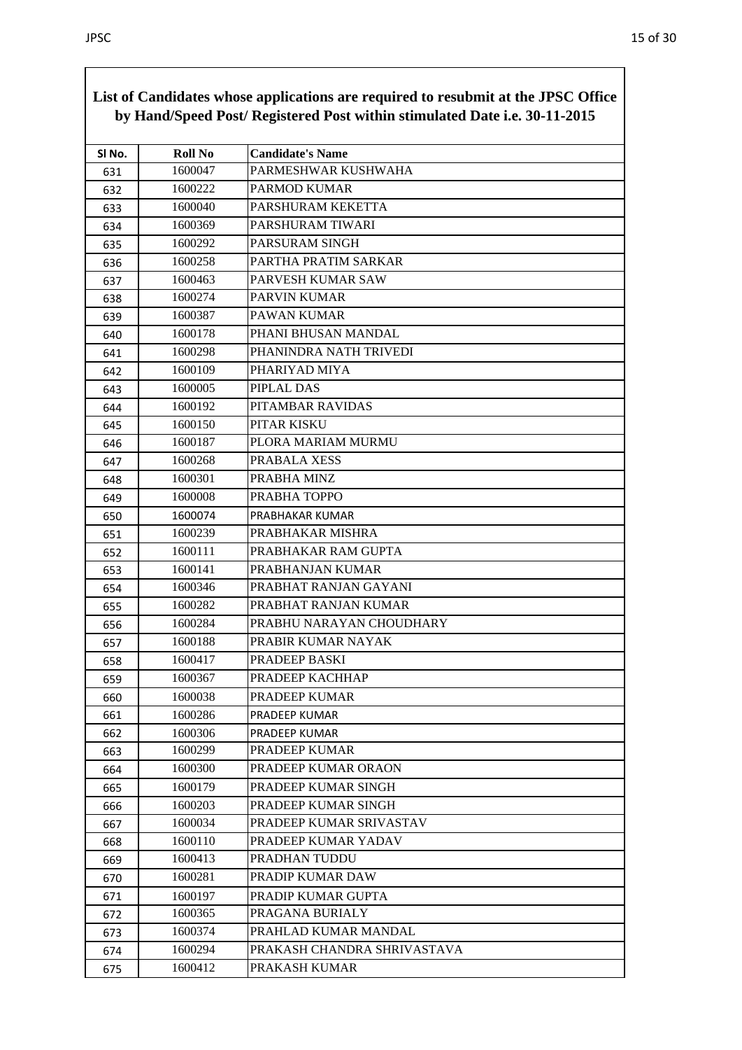**List of Candidates whose applications are required to resubmit at the JPSC Office by Hand/Speed Post/ Registered Post within stimulated Date i.e. 30-11-2015**

| Sl No. | Roll No | Candidate's Name |
|---|---|---|
| 631 | 1600047 | PARMESHWAR KUSHWAHA |
| 632 | 1600222 | PARMOD KUMAR |
| 633 | 1600040 | PARSHURAM KEKETTA |
| 634 | 1600369 | PARSHURAM TIWARI |
| 635 | 1600292 | PARSURAM SINGH |
| 636 | 1600258 | PARTHA PRATIM SARKAR |
| 637 | 1600463 | PARVESH KUMAR SAW |
| 638 | 1600274 | PARVIN KUMAR |
| 639 | 1600387 | PAWAN KUMAR |
| 640 | 1600178 | PHANI BHUSAN MANDAL |
| 641 | 1600298 | PHANINDRA NATH TRIVEDI |
| 642 | 1600109 | PHARIYAD MIYA |
| 643 | 1600005 | PIPLAL DAS |
| 644 | 1600192 | PITAMBAR RAVIDAS |
| 645 | 1600150 | PITAR KISKU |
| 646 | 1600187 | PLORA MARIAM MURMU |
| 647 | 1600268 | PRABALA XESS |
| 648 | 1600301 | PRABHA MINZ |
| 649 | 1600008 | PRABHA TOPPO |
| 650 | 1600074 | PRABHAKAR KUMAR |
| 651 | 1600239 | PRABHAKAR MISHRA |
| 652 | 1600111 | PRABHAKAR RAM GUPTA |
| 653 | 1600141 | PRABHANJAN KUMAR |
| 654 | 1600346 | PRABHAT RANJAN GAYANI |
| 655 | 1600282 | PRABHAT RANJAN KUMAR |
| 656 | 1600284 | PRABHU NARAYAN CHOUDHARY |
| 657 | 1600188 | PRABIR KUMAR NAYAK |
| 658 | 1600417 | PRADEEP BASKI |
| 659 | 1600367 | PRADEEP KACHHAP |
| 660 | 1600038 | PRADEEP KUMAR |
| 661 | 1600286 | PRADEEP KUMAR |
| 662 | 1600306 | PRADEEP KUMAR |
| 663 | 1600299 | PRADEEP KUMAR |
| 664 | 1600300 | PRADEEP KUMAR ORAON |
| 665 | 1600179 | PRADEEP KUMAR SINGH |
| 666 | 1600203 | PRADEEP KUMAR SINGH |
| 667 | 1600034 | PRADEEP KUMAR SRIVASTAV |
| 668 | 1600110 | PRADEEP KUMAR YADAV |
| 669 | 1600413 | PRADHAN TUDDU |
| 670 | 1600281 | PRADIP KUMAR DAW |
| 671 | 1600197 | PRADIP KUMAR GUPTA |
| 672 | 1600365 | PRAGANA BURIALY |
| 673 | 1600374 | PRAHLAD KUMAR MANDAL |
| 674 | 1600294 | PRAKASH CHANDRA SHRIVASTAVA |
| 675 | 1600412 | PRAKASH KUMAR |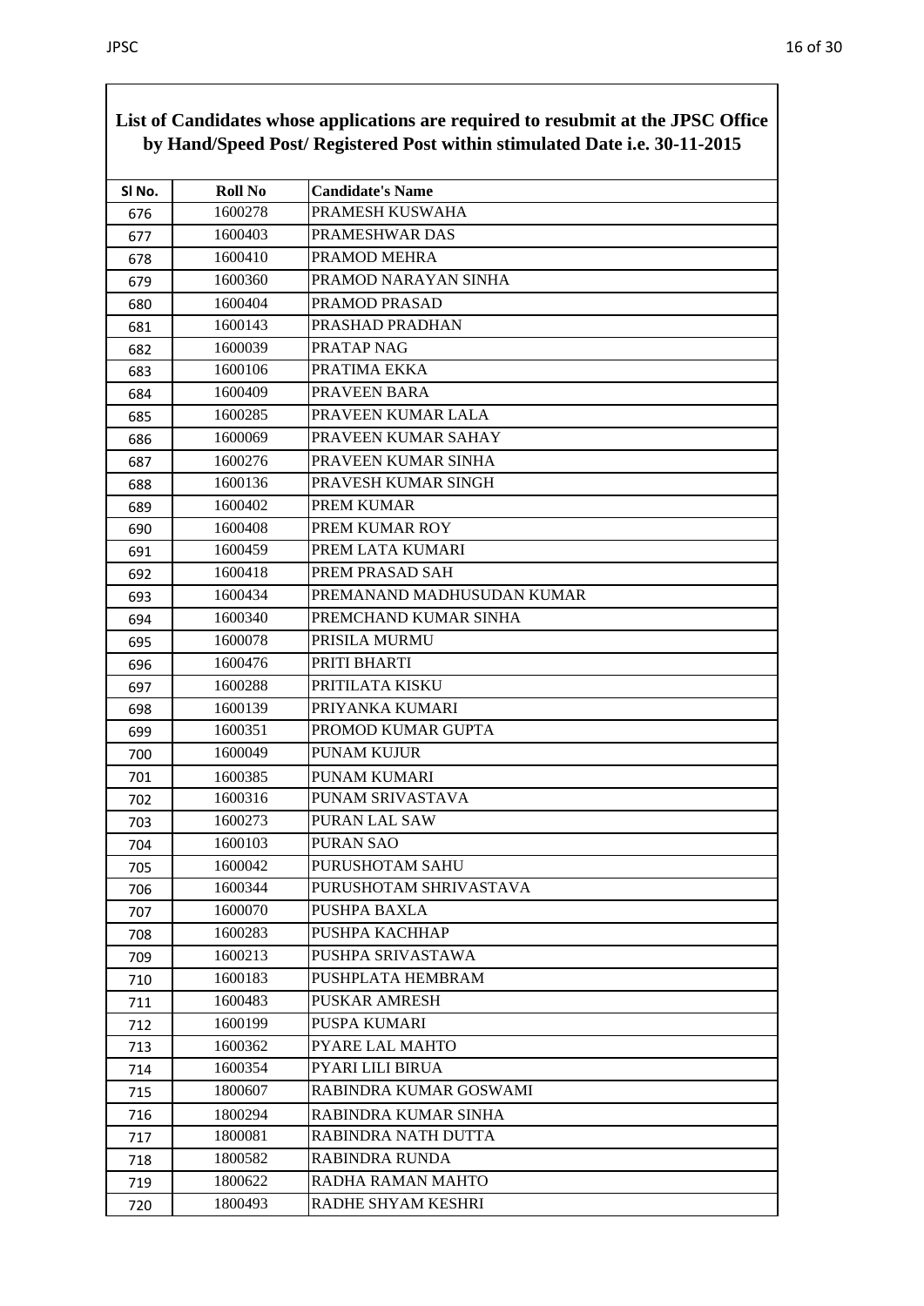**List of Candidates whose applications are required to resubmit at the JPSC Office by Hand/Speed Post/ Registered Post within stimulated Date i.e. 30-11-2015**

| Sl No. | Roll No | Candidate's Name |
|---|---|---|
| 676 | 1600278 | PRAMESH KUSWAHA |
| 677 | 1600403 | PRAMESHWAR DAS |
| 678 | 1600410 | PRAMOD MEHRA |
| 679 | 1600360 | PRAMOD NARAYAN SINHA |
| 680 | 1600404 | PRAMOD PRASAD |
| 681 | 1600143 | PRASHAD PRADHAN |
| 682 | 1600039 | PRATAP NAG |
| 683 | 1600106 | PRATIMA EKKA |
| 684 | 1600409 | PRAVEEN BARA |
| 685 | 1600285 | PRAVEEN KUMAR LALA |
| 686 | 1600069 | PRAVEEN KUMAR SAHAY |
| 687 | 1600276 | PRAVEEN KUMAR SINHA |
| 688 | 1600136 | PRAVESH KUMAR SINGH |
| 689 | 1600402 | PREM KUMAR |
| 690 | 1600408 | PREM KUMAR ROY |
| 691 | 1600459 | PREM LATA KUMARI |
| 692 | 1600418 | PREM PRASAD SAH |
| 693 | 1600434 | PREMANAND MADHUSUDAN KUMAR |
| 694 | 1600340 | PREMCHAND KUMAR SINHA |
| 695 | 1600078 | PRISILA MURMU |
| 696 | 1600476 | PRITI BHARTI |
| 697 | 1600288 | PRITILATA KISKU |
| 698 | 1600139 | PRIYANKA KUMARI |
| 699 | 1600351 | PROMOD KUMAR GUPTA |
| 700 | 1600049 | PUNAM KUJUR |
| 701 | 1600385 | PUNAM KUMARI |
| 702 | 1600316 | PUNAM SRIVASTAVA |
| 703 | 1600273 | PURAN LAL SAW |
| 704 | 1600103 | PURAN SAO |
| 705 | 1600042 | PURUSHOTAM SAHU |
| 706 | 1600344 | PURUSHOTAM SHRIVASTAVA |
| 707 | 1600070 | PUSHPA BAXLA |
| 708 | 1600283 | PUSHPA KACHHAP |
| 709 | 1600213 | PUSHPA SRIVASTAWA |
| 710 | 1600183 | PUSHPLATA HEMBRAM |
| 711 | 1600483 | PUSKAR AMRESH |
| 712 | 1600199 | PUSPA KUMARI |
| 713 | 1600362 | PYARE LAL MAHTO |
| 714 | 1600354 | PYARI LILI BIRUA |
| 715 | 1800607 | RABINDRA KUMAR GOSWAMI |
| 716 | 1800294 | RABINDRA KUMAR SINHA |
| 717 | 1800081 | RABINDRA NATH DUTTA |
| 718 | 1800582 | RABINDRA RUNDA |
| 719 | 1800622 | RADHA RAMAN MAHTO |
| 720 | 1800493 | RADHE SHYAM KESHRI |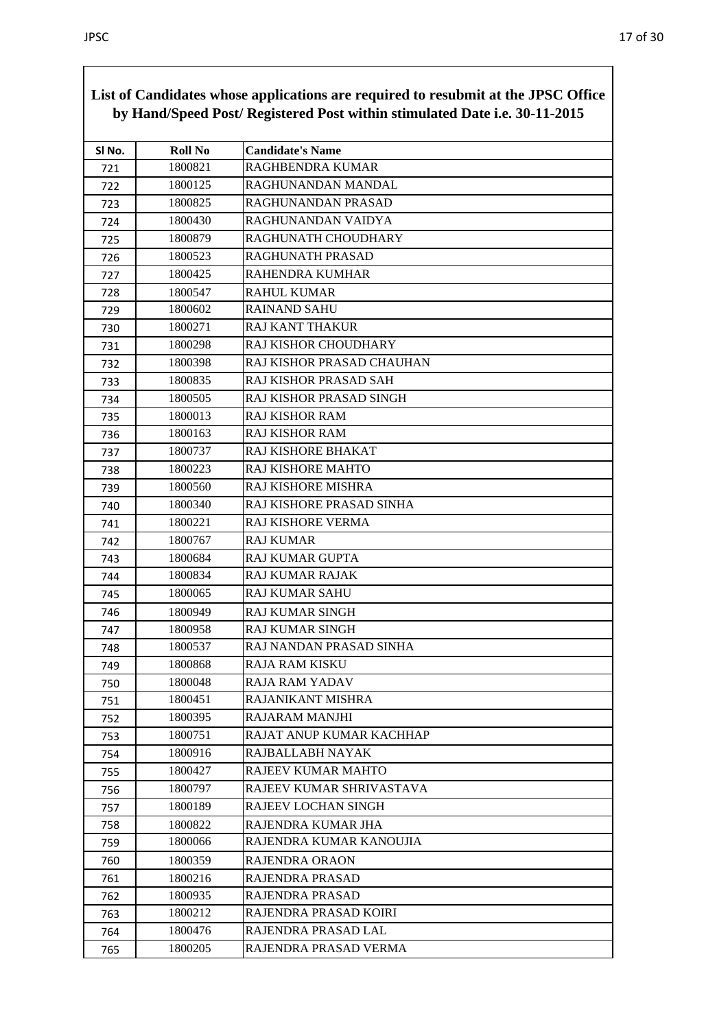**List of Candidates whose applications are required to resubmit at the JPSC Office by Hand/Speed Post/ Registered Post within stimulated Date i.e. 30-11-2015**

| Sl No. | Roll No | Candidate's Name |
|---|---|---|
| 721 | 1800821 | RAGHBENDRA KUMAR |
| 722 | 1800125 | RAGHUNANDAN MANDAL |
| 723 | 1800825 | RAGHUNANDAN PRASAD |
| 724 | 1800430 | RAGHUNANDAN VAIDYA |
| 725 | 1800879 | RAGHUNATH CHOUDHARY |
| 726 | 1800523 | RAGHUNATH PRASAD |
| 727 | 1800425 | RAHENDRA KUMHAR |
| 728 | 1800547 | RAHUL KUMAR |
| 729 | 1800602 | RAINAND SAHU |
| 730 | 1800271 | RAJ KANT THAKUR |
| 731 | 1800298 | RAJ KISHOR CHOUDHARY |
| 732 | 1800398 | RAJ KISHOR PRASAD CHAUHAN |
| 733 | 1800835 | RAJ KISHOR PRASAD SAH |
| 734 | 1800505 | RAJ KISHOR PRASAD SINGH |
| 735 | 1800013 | RAJ KISHOR RAM |
| 736 | 1800163 | RAJ KISHOR RAM |
| 737 | 1800737 | RAJ KISHORE BHAKAT |
| 738 | 1800223 | RAJ KISHORE MAHTO |
| 739 | 1800560 | RAJ KISHORE MISHRA |
| 740 | 1800340 | RAJ KISHORE PRASAD SINHA |
| 741 | 1800221 | RAJ KISHORE VERMA |
| 742 | 1800767 | RAJ KUMAR |
| 743 | 1800684 | RAJ KUMAR GUPTA |
| 744 | 1800834 | RAJ KUMAR RAJAK |
| 745 | 1800065 | RAJ KUMAR SAHU |
| 746 | 1800949 | RAJ KUMAR SINGH |
| 747 | 1800958 | RAJ KUMAR SINGH |
| 748 | 1800537 | RAJ NANDAN PRASAD SINHA |
| 749 | 1800868 | RAJA RAM KISKU |
| 750 | 1800048 | RAJA RAM YADAV |
| 751 | 1800451 | RAJANIKANT MISHRA |
| 752 | 1800395 | RAJARAM MANJHI |
| 753 | 1800751 | RAJAT ANUP KUMAR KACHHAP |
| 754 | 1800916 | RAJBALLABH NAYAK |
| 755 | 1800427 | RAJEEV KUMAR MAHTO |
| 756 | 1800797 | RAJEEV KUMAR SHRIVASTAVA |
| 757 | 1800189 | RAJEEV LOCHAN SINGH |
| 758 | 1800822 | RAJENDRA KUMAR JHA |
| 759 | 1800066 | RAJENDRA KUMAR KANOUJIA |
| 760 | 1800359 | RAJENDRA ORAON |
| 761 | 1800216 | RAJENDRA PRASAD |
| 762 | 1800935 | RAJENDRA PRASAD |
| 763 | 1800212 | RAJENDRA PRASAD KOIRI |
| 764 | 1800476 | RAJENDRA PRASAD LAL |
| 765 | 1800205 | RAJENDRA PRASAD VERMA |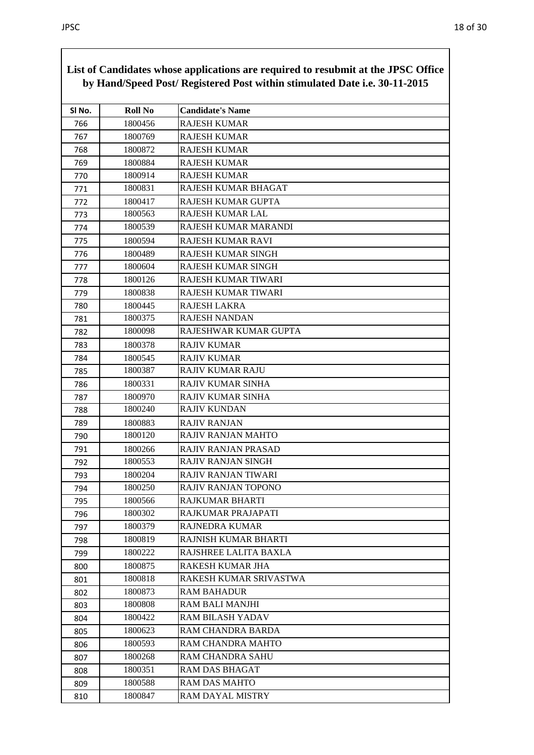**List of Candidates whose applications are required to resubmit at the JPSC Office by Hand/Speed Post/ Registered Post within stimulated Date i.e. 30-11-2015**

| Sl No. | Roll No | Candidate's Name |
|---|---|---|
| 766 | 1800456 | RAJESH KUMAR |
| 767 | 1800769 | RAJESH KUMAR |
| 768 | 1800872 | RAJESH KUMAR |
| 769 | 1800884 | RAJESH KUMAR |
| 770 | 1800914 | RAJESH KUMAR |
| 771 | 1800831 | RAJESH KUMAR BHAGAT |
| 772 | 1800417 | RAJESH KUMAR GUPTA |
| 773 | 1800563 | RAJESH KUMAR LAL |
| 774 | 1800539 | RAJESH KUMAR MARANDI |
| 775 | 1800594 | RAJESH KUMAR RAVI |
| 776 | 1800489 | RAJESH KUMAR SINGH |
| 777 | 1800604 | RAJESH KUMAR SINGH |
| 778 | 1800126 | RAJESH KUMAR TIWARI |
| 779 | 1800838 | RAJESH KUMAR TIWARI |
| 780 | 1800445 | RAJESH LAKRA |
| 781 | 1800375 | RAJESH NANDAN |
| 782 | 1800098 | RAJESHWAR KUMAR GUPTA |
| 783 | 1800378 | RAJIV KUMAR |
| 784 | 1800545 | RAJIV KUMAR |
| 785 | 1800387 | RAJIV KUMAR RAJU |
| 786 | 1800331 | RAJIV KUMAR SINHA |
| 787 | 1800970 | RAJIV KUMAR SINHA |
| 788 | 1800240 | RAJIV KUNDAN |
| 789 | 1800883 | RAJIV RANJAN |
| 790 | 1800120 | RAJIV RANJAN MAHTO |
| 791 | 1800266 | RAJIV RANJAN PRASAD |
| 792 | 1800553 | RAJIV RANJAN SINGH |
| 793 | 1800204 | RAJIV RANJAN TIWARI |
| 794 | 1800250 | RAJIV RANJAN TOPONO |
| 795 | 1800566 | RAJKUMAR BHARTI |
| 796 | 1800302 | RAJKUMAR PRAJAPATI |
| 797 | 1800379 | RAJNEDRA KUMAR |
| 798 | 1800819 | RAJNISH KUMAR BHARTI |
| 799 | 1800222 | RAJSHREE LALITA BAXLA |
| 800 | 1800875 | RAKESH KUMAR JHA |
| 801 | 1800818 | RAKESH KUMAR SRIVASTWA |
| 802 | 1800873 | RAM BAHADUR |
| 803 | 1800808 | RAM BALI MANJHI |
| 804 | 1800422 | RAM BILASH YADAV |
| 805 | 1800623 | RAM CHANDRA BARDA |
| 806 | 1800593 | RAM CHANDRA MAHTO |
| 807 | 1800268 | RAM CHANDRA SAHU |
| 808 | 1800351 | RAM DAS BHAGAT |
| 809 | 1800588 | RAM DAS MAHTO |
| 810 | 1800847 | RAM DAYAL MISTRY |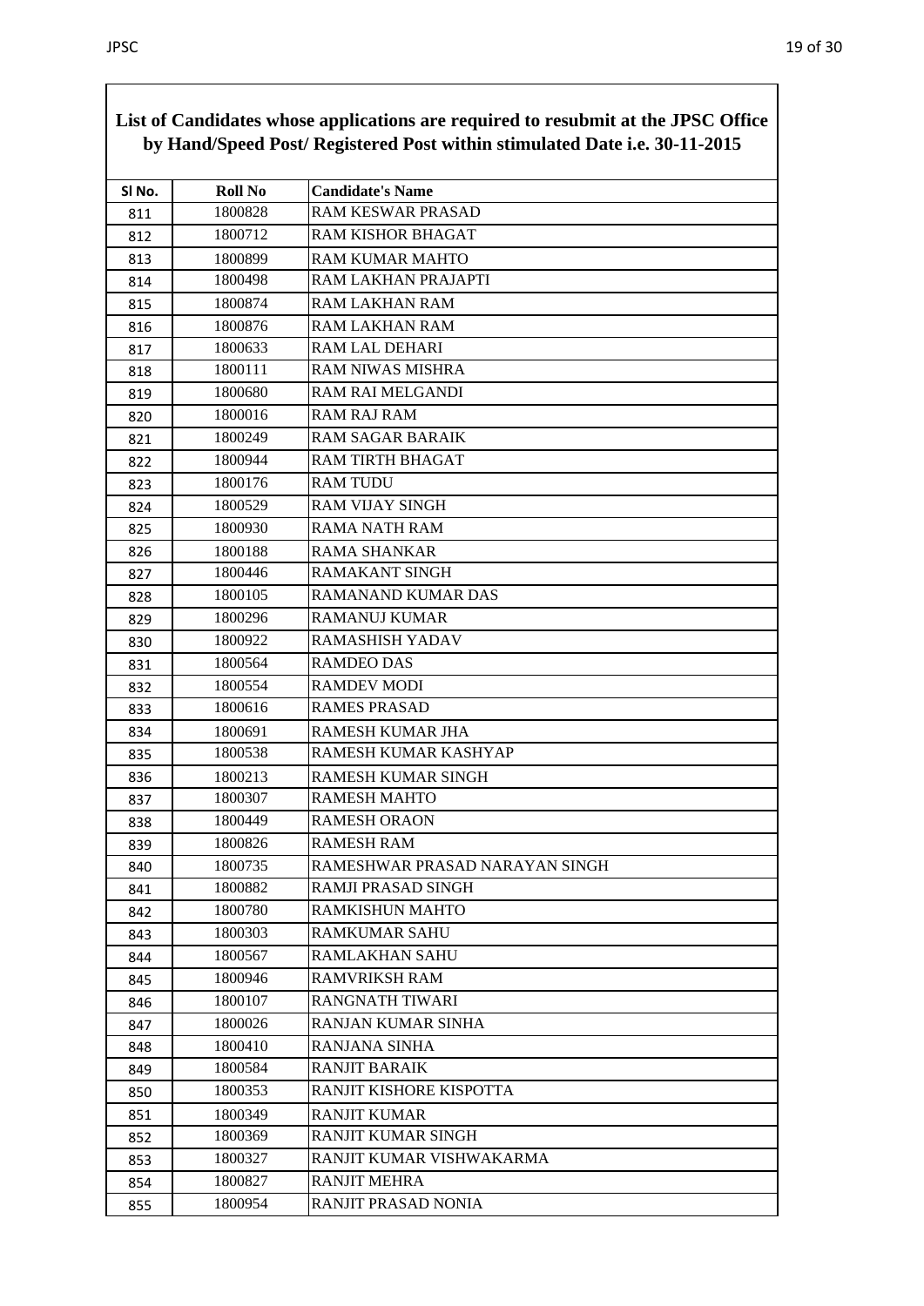**List of Candidates whose applications are required to resubmit at the JPSC Office by Hand/Speed Post/ Registered Post within stimulated Date i.e. 30-11-2015**

| Sl No. | Roll No | Candidate's Name |
|---|---|---|
| 811 | 1800828 | RAM KESWAR PRASAD |
| 812 | 1800712 | RAM KISHOR BHAGAT |
| 813 | 1800899 | RAM KUMAR MAHTO |
| 814 | 1800498 | RAM LAKHAN PRAJAPTI |
| 815 | 1800874 | RAM LAKHAN RAM |
| 816 | 1800876 | RAM LAKHAN RAM |
| 817 | 1800633 | RAM LAL DEHARI |
| 818 | 1800111 | RAM NIWAS MISHRA |
| 819 | 1800680 | RAM RAI MELGANDI |
| 820 | 1800016 | RAM RAJ RAM |
| 821 | 1800249 | RAM SAGAR BARAIK |
| 822 | 1800944 | RAM TIRTH BHAGAT |
| 823 | 1800176 | RAM TUDU |
| 824 | 1800529 | RAM VIJAY SINGH |
| 825 | 1800930 | RAMA NATH RAM |
| 826 | 1800188 | RAMA SHANKAR |
| 827 | 1800446 | RAMAKANT SINGH |
| 828 | 1800105 | RAMANAND KUMAR DAS |
| 829 | 1800296 | RAMANUJ KUMAR |
| 830 | 1800922 | RAMASHISH YADAV |
| 831 | 1800564 | RAMDEO DAS |
| 832 | 1800554 | RAMDEV MODI |
| 833 | 1800616 | RAMES PRASAD |
| 834 | 1800691 | RAMESH KUMAR JHA |
| 835 | 1800538 | RAMESH KUMAR KASHYAP |
| 836 | 1800213 | RAMESH KUMAR SINGH |
| 837 | 1800307 | RAMESH MAHTO |
| 838 | 1800449 | RAMESH ORAON |
| 839 | 1800826 | RAMESH RAM |
| 840 | 1800735 | RAMESHWAR PRASAD NARAYAN SINGH |
| 841 | 1800882 | RAMJI PRASAD SINGH |
| 842 | 1800780 | RAMKISHUN MAHTO |
| 843 | 1800303 | RAMKUMAR SAHU |
| 844 | 1800567 | RAMLAKHAN SAHU |
| 845 | 1800946 | RAMVRIKSH RAM |
| 846 | 1800107 | RANGNATH TIWARI |
| 847 | 1800026 | RANJAN KUMAR SINHA |
| 848 | 1800410 | RANJANA SINHA |
| 849 | 1800584 | RANJIT BARAIK |
| 850 | 1800353 | RANJIT KISHORE KISPOTTA |
| 851 | 1800349 | RANJIT KUMAR |
| 852 | 1800369 | RANJIT KUMAR SINGH |
| 853 | 1800327 | RANJIT KUMAR VISHWAKARMA |
| 854 | 1800827 | RANJIT MEHRA |
| 855 | 1800954 | RANJIT PRASAD NONIA |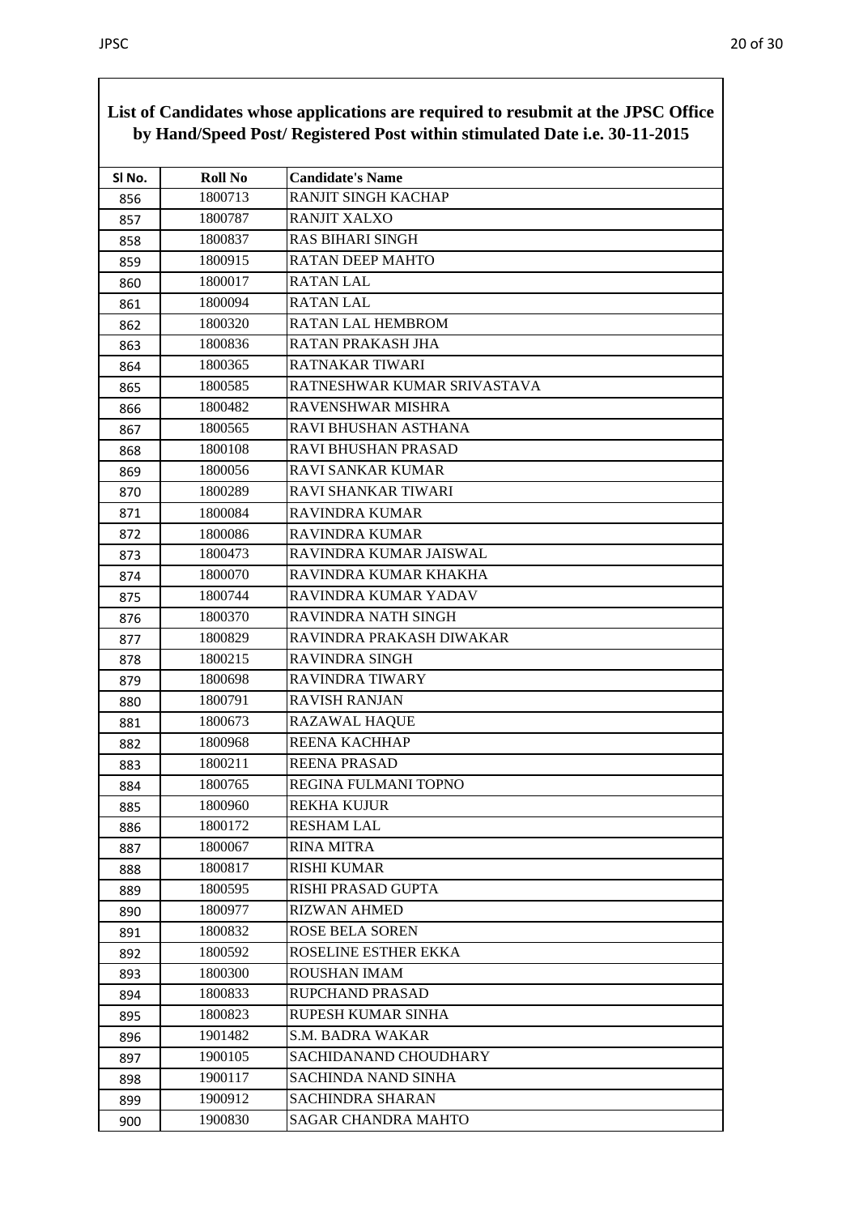**List of Candidates whose applications are required to resubmit at the JPSC Office by Hand/Speed Post/ Registered Post within stimulated Date i.e. 30-11-2015**

| Sl No. | Roll No | Candidate's Name |
|---|---|---|
| 856 | 1800713 | RANJIT SINGH KACHAP |
| 857 | 1800787 | RANJIT XALXO |
| 858 | 1800837 | RAS BIHARI SINGH |
| 859 | 1800915 | RATAN DEEP MAHTO |
| 860 | 1800017 | RATAN LAL |
| 861 | 1800094 | RATAN LAL |
| 862 | 1800320 | RATAN LAL HEMBROM |
| 863 | 1800836 | RATAN PRAKASH JHA |
| 864 | 1800365 | RATNAKAR TIWARI |
| 865 | 1800585 | RATNESHWAR KUMAR SRIVASTAVA |
| 866 | 1800482 | RAVENSHWAR MISHRA |
| 867 | 1800565 | RAVI BHUSHAN ASTHANA |
| 868 | 1800108 | RAVI BHUSHAN PRASAD |
| 869 | 1800056 | RAVI SANKAR KUMAR |
| 870 | 1800289 | RAVI SHANKAR TIWARI |
| 871 | 1800084 | RAVINDRA KUMAR |
| 872 | 1800086 | RAVINDRA KUMAR |
| 873 | 1800473 | RAVINDRA KUMAR JAISWAL |
| 874 | 1800070 | RAVINDRA KUMAR KHAKHA |
| 875 | 1800744 | RAVINDRA KUMAR YADAV |
| 876 | 1800370 | RAVINDRA NATH SINGH |
| 877 | 1800829 | RAVINDRA PRAKASH DIWAKAR |
| 878 | 1800215 | RAVINDRA SINGH |
| 879 | 1800698 | RAVINDRA TIWARY |
| 880 | 1800791 | RAVISH RANJAN |
| 881 | 1800673 | RAZAWAL HAQUE |
| 882 | 1800968 | REENA KACHHAP |
| 883 | 1800211 | REENA PRASAD |
| 884 | 1800765 | REGINA FULMANI TOPNO |
| 885 | 1800960 | REKHA KUJUR |
| 886 | 1800172 | RESHAM LAL |
| 887 | 1800067 | RINA MITRA |
| 888 | 1800817 | RISHI KUMAR |
| 889 | 1800595 | RISHI PRASAD GUPTA |
| 890 | 1800977 | RIZWAN AHMED |
| 891 | 1800832 | ROSE BELA SOREN |
| 892 | 1800592 | ROSELINE ESTHER EKKA |
| 893 | 1800300 | ROUSHAN IMAM |
| 894 | 1800833 | RUPCHAND PRASAD |
| 895 | 1800823 | RUPESH KUMAR SINHA |
| 896 | 1901482 | S.M. BADRA WAKAR |
| 897 | 1900105 | SACHIDANAND CHOUDHARY |
| 898 | 1900117 | SACHINDA NAND SINHA |
| 899 | 1900912 | SACHINDRA SHARAN |
| 900 | 1900830 | SAGAR CHANDRA MAHTO |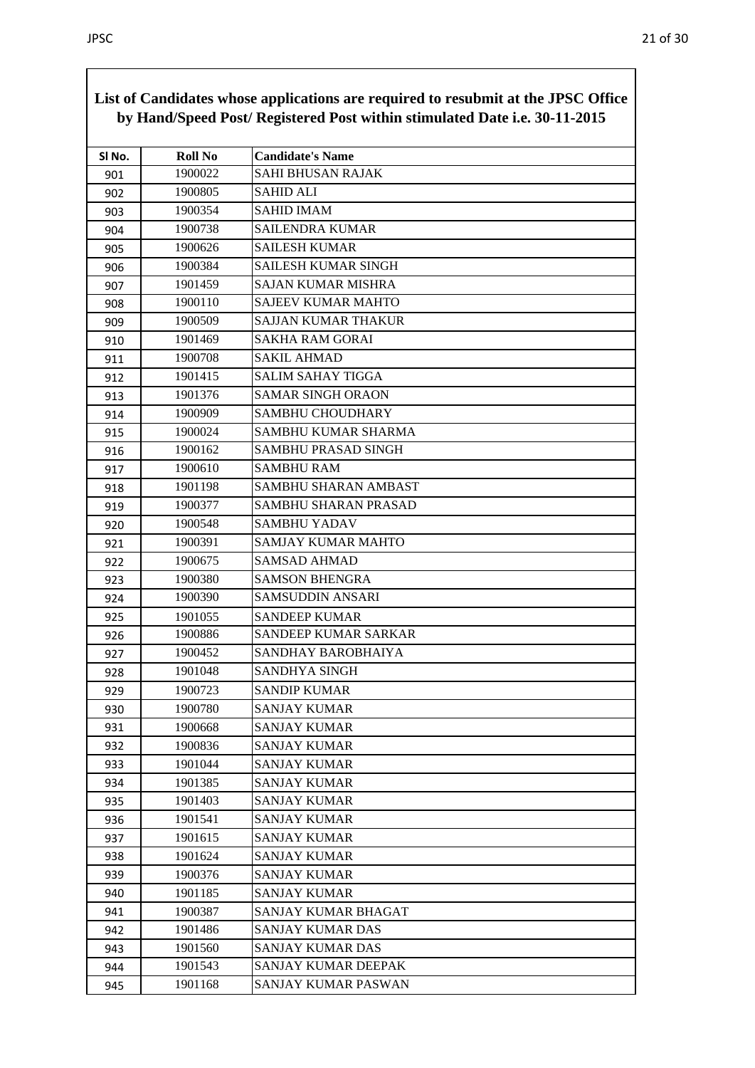**List of Candidates whose applications are required to resubmit at the JPSC Office by Hand/Speed Post/ Registered Post within stimulated Date i.e. 30-11-2015**

| Sl No. | Roll No | Candidate's Name |
|---|---|---|
| 901 | 1900022 | SAHI BHUSAN RAJAK |
| 902 | 1900805 | SAHID ALI |
| 903 | 1900354 | SAHID IMAM |
| 904 | 1900738 | SAILENDRA KUMAR |
| 905 | 1900626 | SAILESH KUMAR |
| 906 | 1900384 | SAILESH KUMAR SINGH |
| 907 | 1901459 | SAJAN KUMAR MISHRA |
| 908 | 1900110 | SAJEEV KUMAR MAHTO |
| 909 | 1900509 | SAJJAN KUMAR THAKUR |
| 910 | 1901469 | SAKHA RAM GORAI |
| 911 | 1900708 | SAKIL AHMAD |
| 912 | 1901415 | SALIM SAHAY TIGGA |
| 913 | 1901376 | SAMAR SINGH ORAON |
| 914 | 1900909 | SAMBHU CHOUDHARY |
| 915 | 1900024 | SAMBHU KUMAR SHARMA |
| 916 | 1900162 | SAMBHU PRASAD SINGH |
| 917 | 1900610 | SAMBHU RAM |
| 918 | 1901198 | SAMBHU SHARAN AMBAST |
| 919 | 1900377 | SAMBHU SHARAN PRASAD |
| 920 | 1900548 | SAMBHU YADAV |
| 921 | 1900391 | SAMJAY KUMAR MAHTO |
| 922 | 1900675 | SAMSAD AHMAD |
| 923 | 1900380 | SAMSON BHENGRA |
| 924 | 1900390 | SAMSUDDIN ANSARI |
| 925 | 1901055 | SANDEEP KUMAR |
| 926 | 1900886 | SANDEEP KUMAR SARKAR |
| 927 | 1900452 | SANDHAY BAROBHAIYA |
| 928 | 1901048 | SANDHYA SINGH |
| 929 | 1900723 | SANDIP KUMAR |
| 930 | 1900780 | SANJAY KUMAR |
| 931 | 1900668 | SANJAY KUMAR |
| 932 | 1900836 | SANJAY KUMAR |
| 933 | 1901044 | SANJAY KUMAR |
| 934 | 1901385 | SANJAY KUMAR |
| 935 | 1901403 | SANJAY KUMAR |
| 936 | 1901541 | SANJAY KUMAR |
| 937 | 1901615 | SANJAY KUMAR |
| 938 | 1901624 | SANJAY KUMAR |
| 939 | 1900376 | SANJAY KUMAR |
| 940 | 1901185 | SANJAY KUMAR |
| 941 | 1900387 | SANJAY KUMAR BHAGAT |
| 942 | 1901486 | SANJAY KUMAR DAS |
| 943 | 1901560 | SANJAY KUMAR DAS |
| 944 | 1901543 | SANJAY KUMAR DEEPAK |
| 945 | 1901168 | SANJAY KUMAR PASWAN |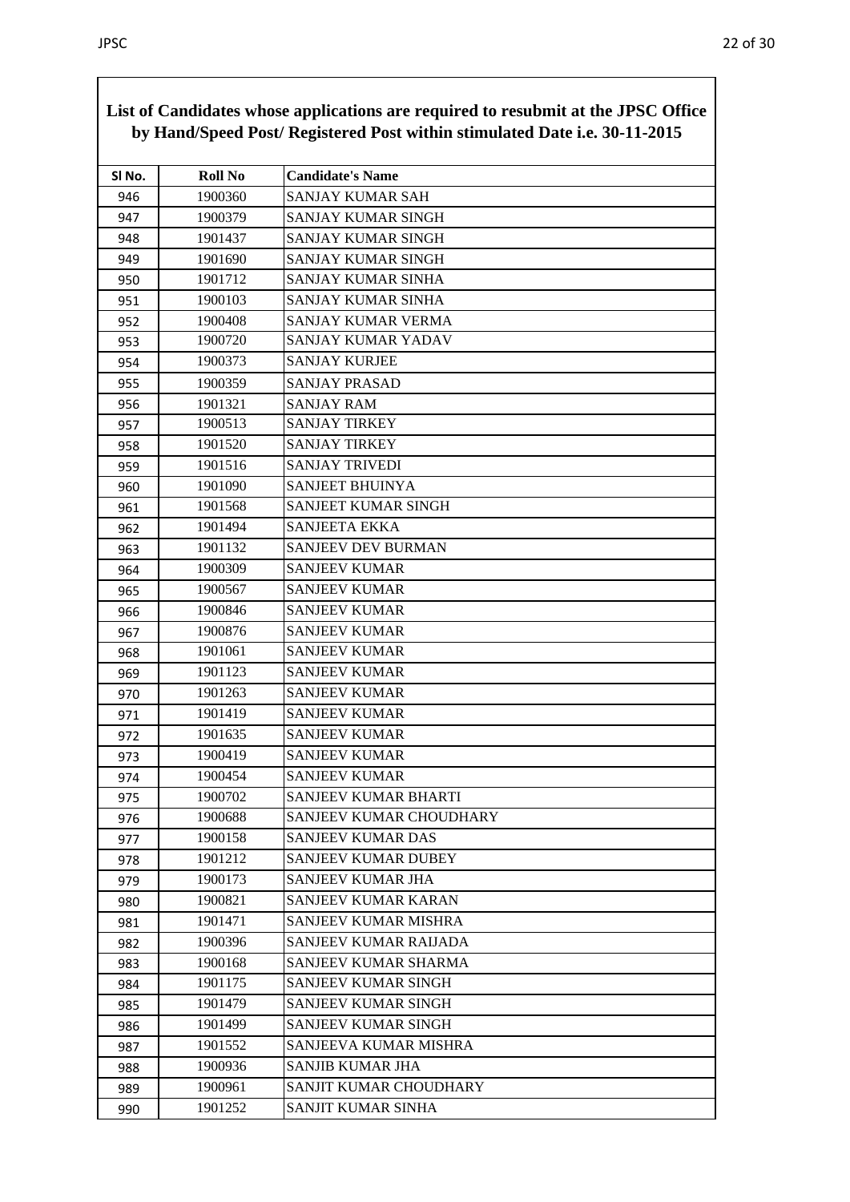**List of Candidates whose applications are required to resubmit at the JPSC Office by Hand/Speed Post/ Registered Post within stimulated Date i.e. 30-11-2015**

| Sl No. | Roll No | Candidate's Name |
|---|---|---|
| 946 | 1900360 | SANJAY KUMAR SAH |
| 947 | 1900379 | SANJAY KUMAR SINGH |
| 948 | 1901437 | SANJAY KUMAR SINGH |
| 949 | 1901690 | SANJAY KUMAR SINGH |
| 950 | 1901712 | SANJAY KUMAR SINHA |
| 951 | 1900103 | SANJAY KUMAR SINHA |
| 952 | 1900408 | SANJAY KUMAR VERMA |
| 953 | 1900720 | SANJAY KUMAR YADAV |
| 954 | 1900373 | SANJAY KURJEE |
| 955 | 1900359 | SANJAY PRASAD |
| 956 | 1901321 | SANJAY RAM |
| 957 | 1900513 | SANJAY TIRKEY |
| 958 | 1901520 | SANJAY TIRKEY |
| 959 | 1901516 | SANJAY TRIVEDI |
| 960 | 1901090 | SANJEET BHUINYA |
| 961 | 1901568 | SANJEET KUMAR SINGH |
| 962 | 1901494 | SANJEETA EKKA |
| 963 | 1901132 | SANJEEV DEV BURMAN |
| 964 | 1900309 | SANJEEV KUMAR |
| 965 | 1900567 | SANJEEV KUMAR |
| 966 | 1900846 | SANJEEV KUMAR |
| 967 | 1900876 | SANJEEV KUMAR |
| 968 | 1901061 | SANJEEV KUMAR |
| 969 | 1901123 | SANJEEV KUMAR |
| 970 | 1901263 | SANJEEV KUMAR |
| 971 | 1901419 | SANJEEV KUMAR |
| 972 | 1901635 | SANJEEV KUMAR |
| 973 | 1900419 | SANJEEV KUMAR |
| 974 | 1900454 | SANJEEV KUMAR |
| 975 | 1900702 | SANJEEV KUMAR BHARTI |
| 976 | 1900688 | SANJEEV KUMAR CHOUDHARY |
| 977 | 1900158 | SANJEEV KUMAR DAS |
| 978 | 1901212 | SANJEEV KUMAR DUBEY |
| 979 | 1900173 | SANJEEV KUMAR JHA |
| 980 | 1900821 | SANJEEV KUMAR KARAN |
| 981 | 1901471 | SANJEEV KUMAR MISHRA |
| 982 | 1900396 | SANJEEV KUMAR RAIJADA |
| 983 | 1900168 | SANJEEV KUMAR SHARMA |
| 984 | 1901175 | SANJEEV KUMAR SINGH |
| 985 | 1901479 | SANJEEV KUMAR SINGH |
| 986 | 1901499 | SANJEEV KUMAR SINGH |
| 987 | 1901552 | SANJEEVA KUMAR MISHRA |
| 988 | 1900936 | SANJIB KUMAR JHA |
| 989 | 1900961 | SANJIT KUMAR CHOUDHARY |
| 990 | 1901252 | SANJIT KUMAR SINHA |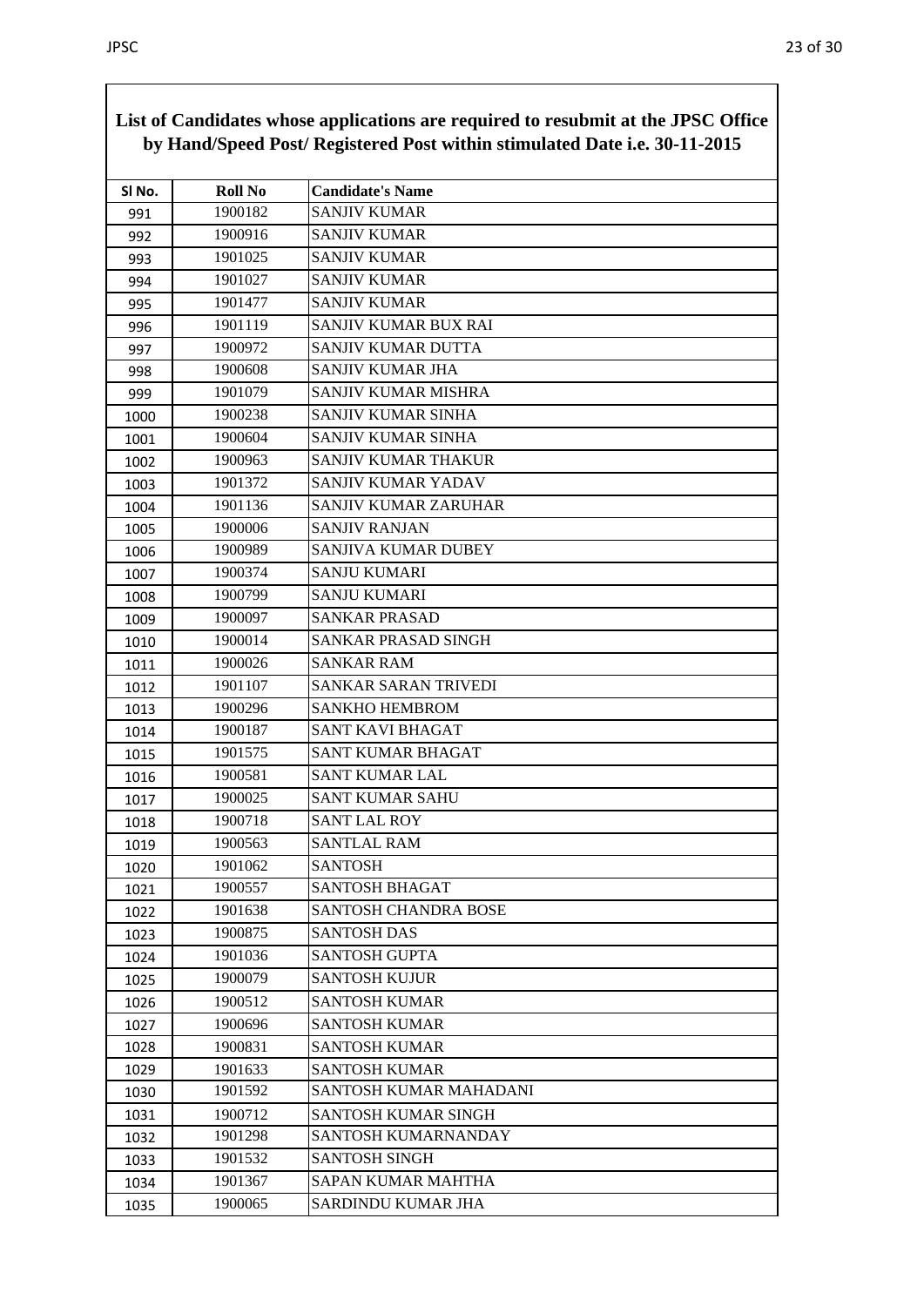# List of Candidates whose applications are required to resubmit at the JPSC Office by Hand/Speed Post/ Registered Post within stimulated Date i.e. 30-11-2015

| Sl No. | Roll No | Candidate's Name |
|---|---|---|
| 991 | 1900182 | SANJIV KUMAR |
| 992 | 1900916 | SANJIV KUMAR |
| 993 | 1901025 | SANJIV KUMAR |
| 994 | 1901027 | SANJIV KUMAR |
| 995 | 1901477 | SANJIV KUMAR |
| 996 | 1901119 | SANJIV KUMAR BUX RAI |
| 997 | 1900972 | SANJIV KUMAR DUTTA |
| 998 | 1900608 | SANJIV KUMAR JHA |
| 999 | 1901079 | SANJIV KUMAR MISHRA |
| 1000 | 1900238 | SANJIV KUMAR SINHA |
| 1001 | 1900604 | SANJIV KUMAR SINHA |
| 1002 | 1900963 | SANJIV KUMAR THAKUR |
| 1003 | 1901372 | SANJIV KUMAR YADAV |
| 1004 | 1901136 | SANJIV KUMAR ZARUHAR |
| 1005 | 1900006 | SANJIV RANJAN |
| 1006 | 1900989 | SANJIVA KUMAR DUBEY |
| 1007 | 1900374 | SANJU KUMARI |
| 1008 | 1900799 | SANJU KUMARI |
| 1009 | 1900097 | SANKAR PRASAD |
| 1010 | 1900014 | SANKAR PRASAD SINGH |
| 1011 | 1900026 | SANKAR RAM |
| 1012 | 1901107 | SANKAR SARAN TRIVEDI |
| 1013 | 1900296 | SANKHO HEMBROM |
| 1014 | 1900187 | SANT KAVI BHAGAT |
| 1015 | 1901575 | SANT KUMAR BHAGAT |
| 1016 | 1900581 | SANT KUMAR LAL |
| 1017 | 1900025 | SANT KUMAR SAHU |
| 1018 | 1900718 | SANT LAL ROY |
| 1019 | 1900563 | SANTLAL RAM |
| 1020 | 1901062 | SANTOSH |
| 1021 | 1900557 | SANTOSH BHAGAT |
| 1022 | 1901638 | SANTOSH CHANDRA BOSE |
| 1023 | 1900875 | SANTOSH DAS |
| 1024 | 1901036 | SANTOSH GUPTA |
| 1025 | 1900079 | SANTOSH KUJUR |
| 1026 | 1900512 | SANTOSH KUMAR |
| 1027 | 1900696 | SANTOSH KUMAR |
| 1028 | 1900831 | SANTOSH KUMAR |
| 1029 | 1901633 | SANTOSH KUMAR |
| 1030 | 1901592 | SANTOSH KUMAR MAHADANI |
| 1031 | 1900712 | SANTOSH KUMAR SINGH |
| 1032 | 1901298 | SANTOSH KUMARNANDAY |
| 1033 | 1901532 | SANTOSH SINGH |
| 1034 | 1901367 | SAPAN KUMAR MAHTHA |
| 1035 | 1900065 | SARDINDU KUMAR JHA |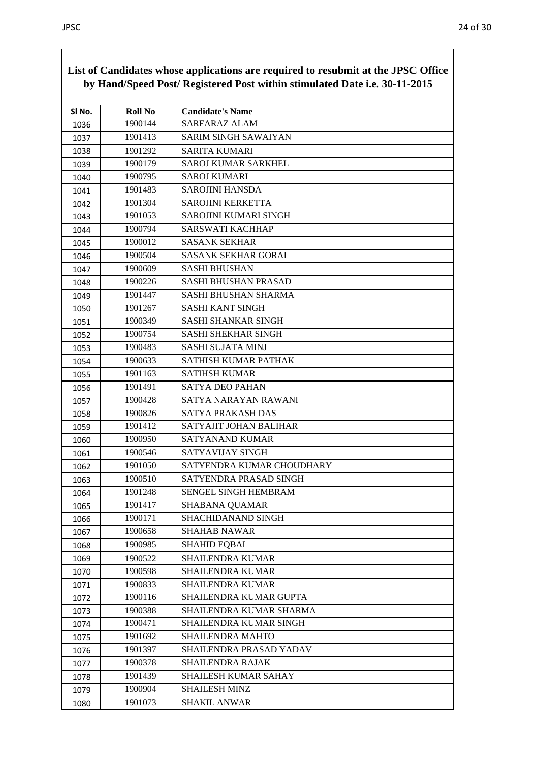**List of Candidates whose applications are required to resubmit at the JPSC Office by Hand/Speed Post/ Registered Post within stimulated Date i.e. 30-11-2015**

| Sl No. | Roll No | Candidate's Name |
|---|---|---|
| 1036 | 1900144 | SARFARAZ ALAM |
| 1037 | 1901413 | SARIM SINGH SAWAIYAN |
| 1038 | 1901292 | SARITA KUMARI |
| 1039 | 1900179 | SAROJ KUMAR SARKHEL |
| 1040 | 1900795 | SAROJ KUMARI |
| 1041 | 1901483 | SAROJINI HANSDA |
| 1042 | 1901304 | SAROJINI KERKETTA |
| 1043 | 1901053 | SAROJINI KUMARI SINGH |
| 1044 | 1900794 | SARSWATI KACHHAP |
| 1045 | 1900012 | SASANK SEKHAR |
| 1046 | 1900504 | SASANK SEKHAR GORAI |
| 1047 | 1900609 | SASHI BHUSHAN |
| 1048 | 1900226 | SASHI BHUSHAN PRASAD |
| 1049 | 1901447 | SASHI BHUSHAN SHARMA |
| 1050 | 1901267 | SASHI KANT SINGH |
| 1051 | 1900349 | SASHI SHANKAR SINGH |
| 1052 | 1900754 | SASHI SHEKHAR SINGH |
| 1053 | 1900483 | SASHI SUJATA MINJ |
| 1054 | 1900633 | SATHISH KUMAR PATHAK |
| 1055 | 1901163 | SATIHSH KUMAR |
| 1056 | 1901491 | SATYA DEO PAHAN |
| 1057 | 1900428 | SATYA NARAYAN RAWANI |
| 1058 | 1900826 | SATYA PRAKASH DAS |
| 1059 | 1901412 | SATYAJIT JOHAN BALIHAR |
| 1060 | 1900950 | SATYANAND KUMAR |
| 1061 | 1900546 | SATYAVIJAY SINGH |
| 1062 | 1901050 | SATYENDRA KUMAR CHOUDHARY |
| 1063 | 1900510 | SATYENDRA PRASAD SINGH |
| 1064 | 1901248 | SENGEL SINGH HEMBRAM |
| 1065 | 1901417 | SHABANA QUAMAR |
| 1066 | 1900171 | SHACHIDANAND SINGH |
| 1067 | 1900658 | SHAHAB NAWAR |
| 1068 | 1900985 | SHAHID EQBAL |
| 1069 | 1900522 | SHAILENDRA KUMAR |
| 1070 | 1900598 | SHAILENDRA KUMAR |
| 1071 | 1900833 | SHAILENDRA KUMAR |
| 1072 | 1900116 | SHAILENDRA KUMAR GUPTA |
| 1073 | 1900388 | SHAILENDRA KUMAR SHARMA |
| 1074 | 1900471 | SHAILENDRA KUMAR SINGH |
| 1075 | 1901692 | SHAILENDRA MAHTO |
| 1076 | 1901397 | SHAILENDRA PRASAD YADAV |
| 1077 | 1900378 | SHAILENDRA RAJAK |
| 1078 | 1901439 | SHAILESH KUMAR SAHAY |
| 1079 | 1900904 | SHAILESH MINZ |
| 1080 | 1901073 | SHAKIL ANWAR |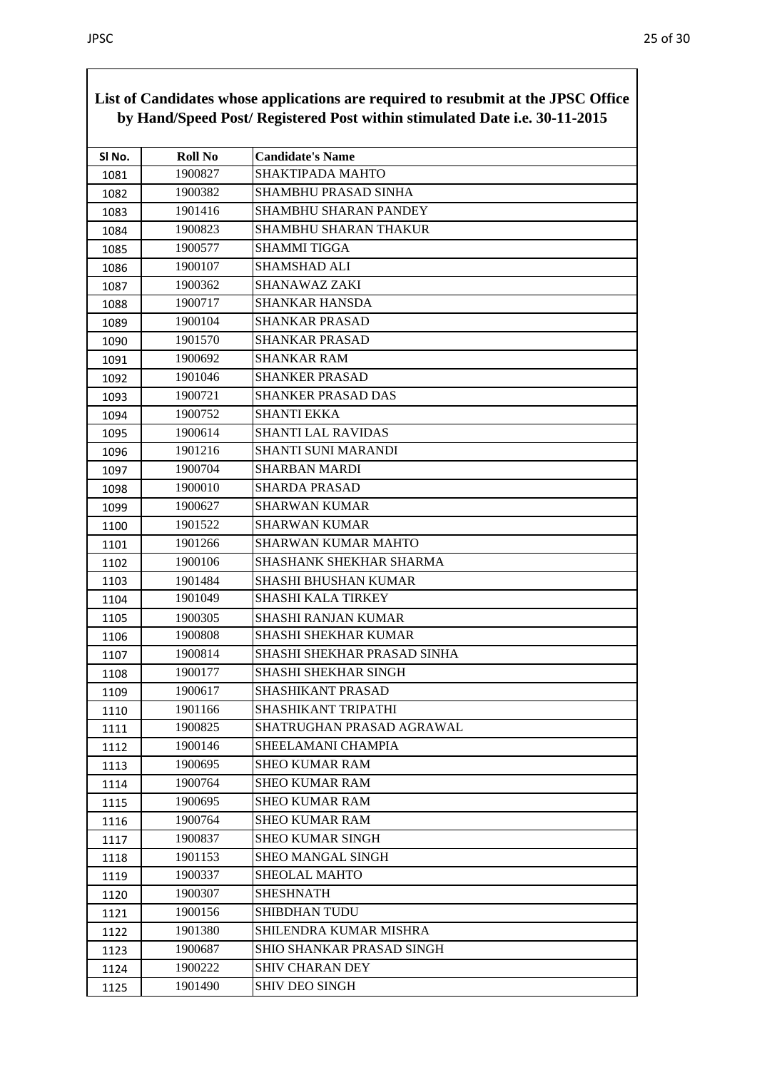**List of Candidates whose applications are required to resubmit at the JPSC Office by Hand/Speed Post/ Registered Post within stimulated Date i.e. 30-11-2015**

| Sl No. | Roll No | Candidate's Name |
|---|---|---|
| 1081 | 1900827 | SHAKTIPADA MAHTO |
| 1082 | 1900382 | SHAMBHU PRASAD SINHA |
| 1083 | 1901416 | SHAMBHU SHARAN PANDEY |
| 1084 | 1900823 | SHAMBHU SHARAN THAKUR |
| 1085 | 1900577 | SHAMMI TIGGA |
| 1086 | 1900107 | SHAMSHAD ALI |
| 1087 | 1900362 | SHANAWAZ ZAKI |
| 1088 | 1900717 | SHANKAR HANSDA |
| 1089 | 1900104 | SHANKAR PRASAD |
| 1090 | 1901570 | SHANKAR PRASAD |
| 1091 | 1900692 | SHANKAR RAM |
| 1092 | 1901046 | SHANKER PRASAD |
| 1093 | 1900721 | SHANKER PRASAD DAS |
| 1094 | 1900752 | SHANTI EKKA |
| 1095 | 1900614 | SHANTI LAL RAVIDAS |
| 1096 | 1901216 | SHANTI SUNI MARANDI |
| 1097 | 1900704 | SHARBAN MARDI |
| 1098 | 1900010 | SHARDA PRASAD |
| 1099 | 1900627 | SHARWAN KUMAR |
| 1100 | 1901522 | SHARWAN KUMAR |
| 1101 | 1901266 | SHARWAN KUMAR MAHTO |
| 1102 | 1900106 | SHASHANK SHEKHAR SHARMA |
| 1103 | 1901484 | SHASHI BHUSHAN KUMAR |
| 1104 | 1901049 | SHASHI KALA TIRKEY |
| 1105 | 1900305 | SHASHI RANJAN KUMAR |
| 1106 | 1900808 | SHASHI SHEKHAR KUMAR |
| 1107 | 1900814 | SHASHI SHEKHAR PRASAD SINHA |
| 1108 | 1900177 | SHASHI SHEKHAR SINGH |
| 1109 | 1900617 | SHASHIKANT PRASAD |
| 1110 | 1901166 | SHASHIKANT TRIPATHI |
| 1111 | 1900825 | SHATRUGHAN PRASAD AGRAWAL |
| 1112 | 1900146 | SHEELAMANI CHAMPIA |
| 1113 | 1900695 | SHEO KUMAR RAM |
| 1114 | 1900764 | SHEO KUMAR RAM |
| 1115 | 1900695 | SHEO KUMAR RAM |
| 1116 | 1900764 | SHEO KUMAR RAM |
| 1117 | 1900837 | SHEO KUMAR SINGH |
| 1118 | 1901153 | SHEO MANGAL SINGH |
| 1119 | 1900337 | SHEOLAL MAHTO |
| 1120 | 1900307 | SHESHNATH |
| 1121 | 1900156 | SHIBDHAN TUDU |
| 1122 | 1901380 | SHILENDRA KUMAR MISHRA |
| 1123 | 1900687 | SHIO SHANKAR PRASAD SINGH |
| 1124 | 1900222 | SHIV CHARAN DEY |
| 1125 | 1901490 | SHIV DEO SINGH |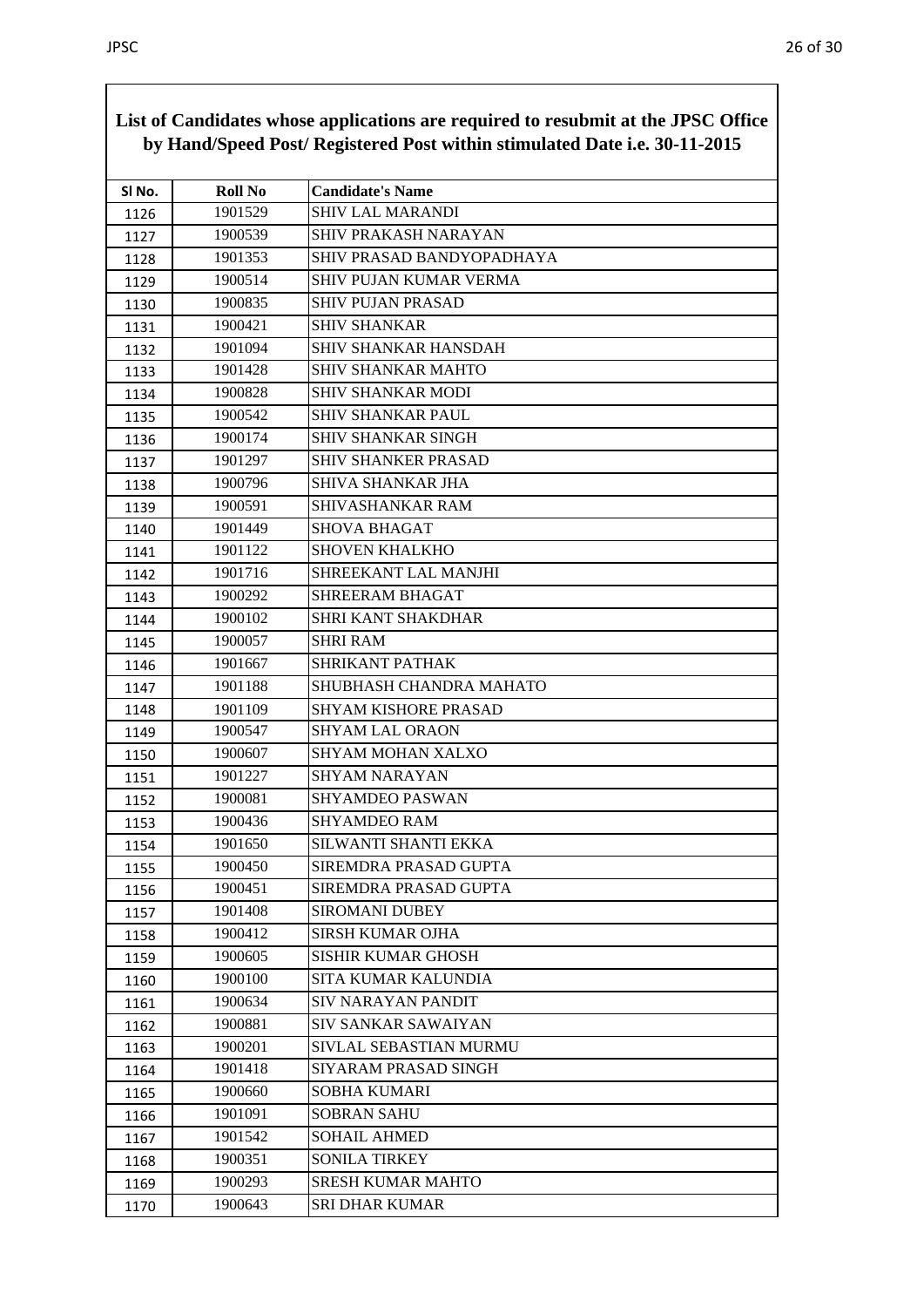**List of Candidates whose applications are required to resubmit at the JPSC Office by Hand/Speed Post/ Registered Post within stimulated Date i.e. 30-11-2015**

| Sl No. | Roll No | Candidate's Name |
|---|---|---|
| 1126 | 1901529 | SHIV LAL MARANDI |
| 1127 | 1900539 | SHIV PRAKASH NARAYAN |
| 1128 | 1901353 | SHIV PRASAD BANDYOPADHAYA |
| 1129 | 1900514 | SHIV PUJAN KUMAR VERMA |
| 1130 | 1900835 | SHIV PUJAN PRASAD |
| 1131 | 1900421 | SHIV SHANKAR |
| 1132 | 1901094 | SHIV SHANKAR HANSDAH |
| 1133 | 1901428 | SHIV SHANKAR MAHTO |
| 1134 | 1900828 | SHIV SHANKAR MODI |
| 1135 | 1900542 | SHIV SHANKAR PAUL |
| 1136 | 1900174 | SHIV SHANKAR SINGH |
| 1137 | 1901297 | SHIV SHANKER PRASAD |
| 1138 | 1900796 | SHIVA SHANKAR JHA |
| 1139 | 1900591 | SHIVASHANKAR RAM |
| 1140 | 1901449 | SHOVA BHAGAT |
| 1141 | 1901122 | SHOVEN KHALKHO |
| 1142 | 1901716 | SHREEKANT LAL MANJHI |
| 1143 | 1900292 | SHREERAM BHAGAT |
| 1144 | 1900102 | SHRI KANT SHAKDHAR |
| 1145 | 1900057 | SHRI RAM |
| 1146 | 1901667 | SHRIKANT PATHAK |
| 1147 | 1901188 | SHUBHASH CHANDRA MAHATO |
| 1148 | 1901109 | SHYAM KISHORE PRASAD |
| 1149 | 1900547 | SHYAM LAL ORAON |
| 1150 | 1900607 | SHYAM MOHAN XALXO |
| 1151 | 1901227 | SHYAM NARAYAN |
| 1152 | 1900081 | SHYAMDEO PASWAN |
| 1153 | 1900436 | SHYAMDEO RAM |
| 1154 | 1901650 | SILWANTI SHANTI EKKA |
| 1155 | 1900450 | SIREMDRA PRASAD GUPTA |
| 1156 | 1900451 | SIREMDRA PRASAD GUPTA |
| 1157 | 1901408 | SIROMANI DUBEY |
| 1158 | 1900412 | SIRSH KUMAR OJHA |
| 1159 | 1900605 | SISHIR KUMAR GHOSH |
| 1160 | 1900100 | SITA KUMAR KALUNDIA |
| 1161 | 1900634 | SIV NARAYAN PANDIT |
| 1162 | 1900881 | SIV SANKAR SAWAIYAN |
| 1163 | 1900201 | SIVLAL SEBASTIAN MURMU |
| 1164 | 1901418 | SIYARAM PRASAD SINGH |
| 1165 | 1900660 | SOBHA KUMARI |
| 1166 | 1901091 | SOBRAN SAHU |
| 1167 | 1901542 | SOHAIL AHMED |
| 1168 | 1900351 | SONILA TIRKEY |
| 1169 | 1900293 | SRESH KUMAR MAHTO |
| 1170 | 1900643 | SRI DHAR KUMAR |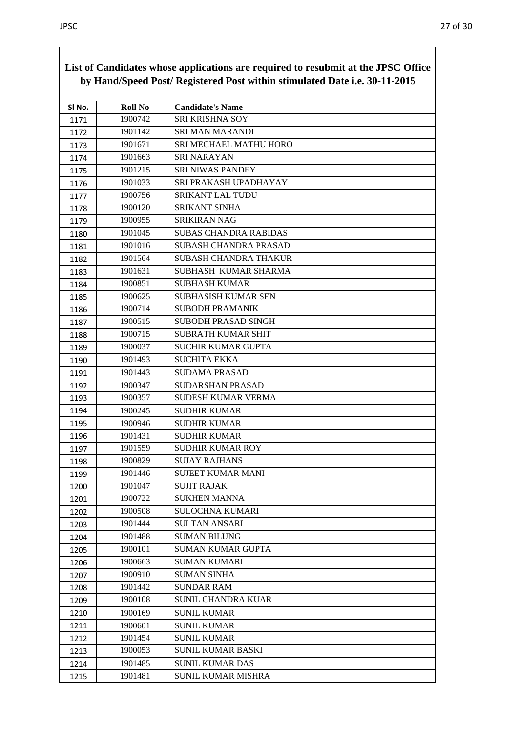**List of Candidates whose applications are required to resubmit at the JPSC Office by Hand/Speed Post/ Registered Post within stimulated Date i.e. 30-11-2015**

| Sl No. | Roll No | Candidate's Name |
|---|---|---|
| 1171 | 1900742 | SRI KRISHNA SOY |
| 1172 | 1901142 | SRI MAN MARANDI |
| 1173 | 1901671 | SRI MECHAEL MATHU HORO |
| 1174 | 1901663 | SRI NARAYAN |
| 1175 | 1901215 | SRI NIWAS PANDEY |
| 1176 | 1901033 | SRI PRAKASH UPADHAYAY |
| 1177 | 1900756 | SRIKANT LAL TUDU |
| 1178 | 1900120 | SRIKANT SINHA |
| 1179 | 1900955 | SRIKIRAN NAG |
| 1180 | 1901045 | SUBAS CHANDRA RABIDAS |
| 1181 | 1901016 | SUBASH CHANDRA PRASAD |
| 1182 | 1901564 | SUBASH CHANDRA THAKUR |
| 1183 | 1901631 | SUBHASH KUMAR SHARMA |
| 1184 | 1900851 | SUBHASH KUMAR |
| 1185 | 1900625 | SUBHASISH KUMAR SEN |
| 1186 | 1900714 | SUBODH PRAMANIK |
| 1187 | 1900515 | SUBODH PRASAD SINGH |
| 1188 | 1900715 | SUBRATH KUMAR SHIT |
| 1189 | 1900037 | SUCHIR KUMAR GUPTA |
| 1190 | 1901493 | SUCHITA EKKA |
| 1191 | 1901443 | SUDAMA PRASAD |
| 1192 | 1900347 | SUDARSHAN PRASAD |
| 1193 | 1900357 | SUDESH KUMAR VERMA |
| 1194 | 1900245 | SUDHIR KUMAR |
| 1195 | 1900946 | SUDHIR KUMAR |
| 1196 | 1901431 | SUDHIR KUMAR |
| 1197 | 1901559 | SUDHIR KUMAR ROY |
| 1198 | 1900829 | SUJAY RAJHANS |
| 1199 | 1901446 | SUJEET KUMAR MANI |
| 1200 | 1901047 | SUJIT RAJAK |
| 1201 | 1900722 | SUKHEN MANNA |
| 1202 | 1900508 | SULOCHNA KUMARI |
| 1203 | 1901444 | SULTAN ANSARI |
| 1204 | 1901488 | SUMAN BILUNG |
| 1205 | 1900101 | SUMAN KUMAR GUPTA |
| 1206 | 1900663 | SUMAN KUMARI |
| 1207 | 1900910 | SUMAN SINHA |
| 1208 | 1901442 | SUNDAR RAM |
| 1209 | 1900108 | SUNIL CHANDRA KUAR |
| 1210 | 1900169 | SUNIL KUMAR |
| 1211 | 1900601 | SUNIL KUMAR |
| 1212 | 1901454 | SUNIL KUMAR |
| 1213 | 1900053 | SUNIL KUMAR BASKI |
| 1214 | 1901485 | SUNIL KUMAR DAS |
| 1215 | 1901481 | SUNIL KUMAR MISHRA |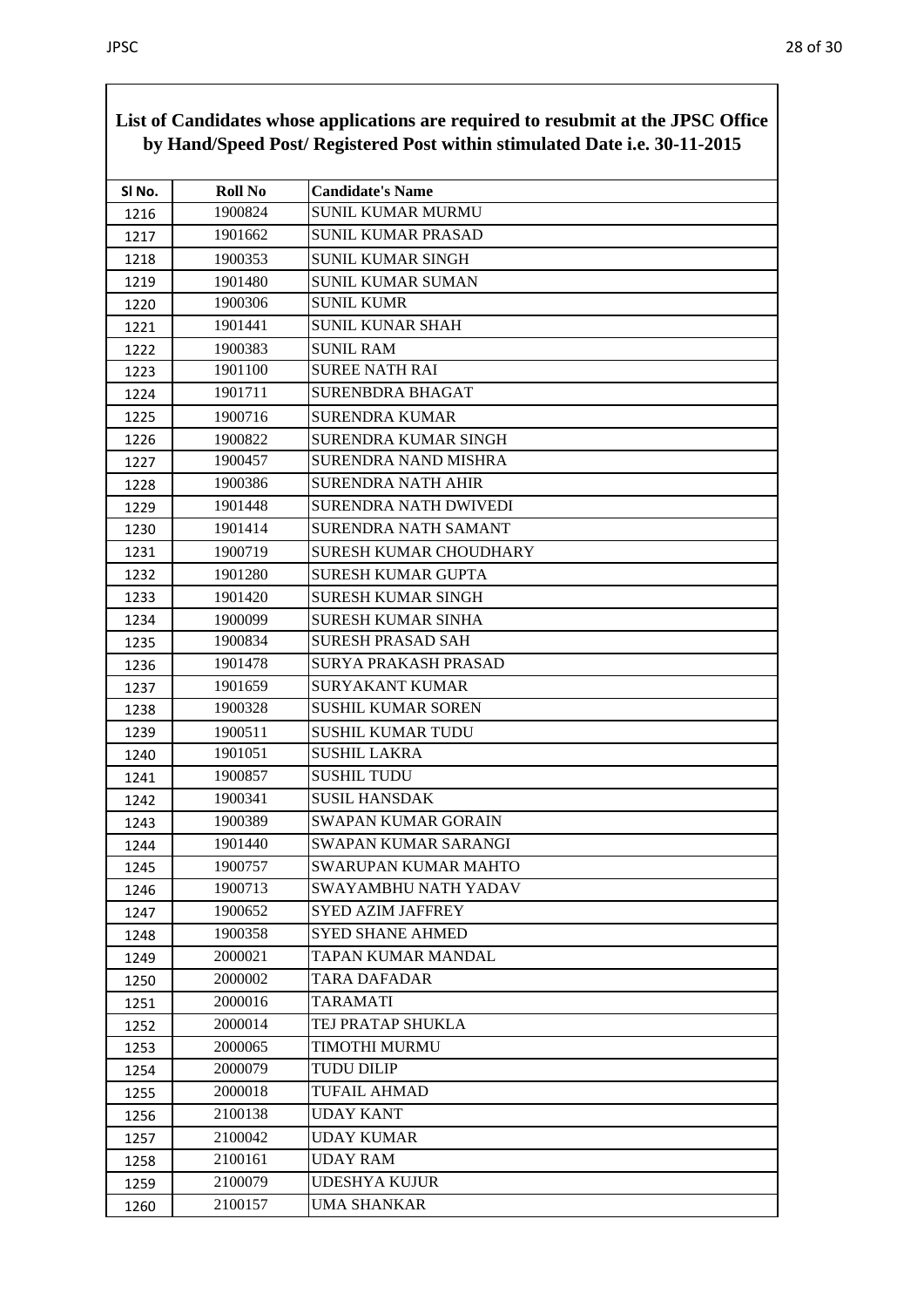**List of Candidates whose applications are required to resubmit at the JPSC Office by Hand/Speed Post/ Registered Post within stimulated Date i.e. 30-11-2015**

| Sl No. | Roll No | Candidate's Name |
|---|---|---|
| 1216 | 1900824 | SUNIL KUMAR MURMU |
| 1217 | 1901662 | SUNIL KUMAR PRASAD |
| 1218 | 1900353 | SUNIL KUMAR SINGH |
| 1219 | 1901480 | SUNIL KUMAR SUMAN |
| 1220 | 1900306 | SUNIL KUMR |
| 1221 | 1901441 | SUNIL KUNAR SHAH |
| 1222 | 1900383 | SUNIL RAM |
| 1223 | 1901100 | SUREE NATH RAI |
| 1224 | 1901711 | SURENBDRA BHAGAT |
| 1225 | 1900716 | SURENDRA KUMAR |
| 1226 | 1900822 | SURENDRA KUMAR SINGH |
| 1227 | 1900457 | SURENDRA NAND MISHRA |
| 1228 | 1900386 | SURENDRA NATH AHIR |
| 1229 | 1901448 | SURENDRA NATH DWIVEDI |
| 1230 | 1901414 | SURENDRA NATH SAMANT |
| 1231 | 1900719 | SURESH KUMAR CHOUDHARY |
| 1232 | 1901280 | SURESH KUMAR GUPTA |
| 1233 | 1901420 | SURESH KUMAR SINGH |
| 1234 | 1900099 | SURESH KUMAR SINHA |
| 1235 | 1900834 | SURESH PRASAD SAH |
| 1236 | 1901478 | SURYA PRAKASH PRASAD |
| 1237 | 1901659 | SURYAKANT KUMAR |
| 1238 | 1900328 | SUSHIL KUMAR SOREN |
| 1239 | 1900511 | SUSHIL KUMAR TUDU |
| 1240 | 1901051 | SUSHIL LAKRA |
| 1241 | 1900857 | SUSHIL TUDU |
| 1242 | 1900341 | SUSIL HANSDAK |
| 1243 | 1900389 | SWAPAN KUMAR GORAIN |
| 1244 | 1901440 | SWAPAN KUMAR SARANGI |
| 1245 | 1900757 | SWARUPAN KUMAR MAHTO |
| 1246 | 1900713 | SWAYAMBHU NATH YADAV |
| 1247 | 1900652 | SYED AZIM JAFFREY |
| 1248 | 1900358 | SYED SHANE AHMED |
| 1249 | 2000021 | TAPAN KUMAR MANDAL |
| 1250 | 2000002 | TARA DAFADAR |
| 1251 | 2000016 | TARAMATI |
| 1252 | 2000014 | TEJ PRATAP SHUKLA |
| 1253 | 2000065 | TIMOTHI MURMU |
| 1254 | 2000079 | TUDU DILIP |
| 1255 | 2000018 | TUFAIL AHMAD |
| 1256 | 2100138 | UDAY KANT |
| 1257 | 2100042 | UDAY KUMAR |
| 1258 | 2100161 | UDAY RAM |
| 1259 | 2100079 | UDESHYA KUJUR |
| 1260 | 2100157 | UMA SHANKAR |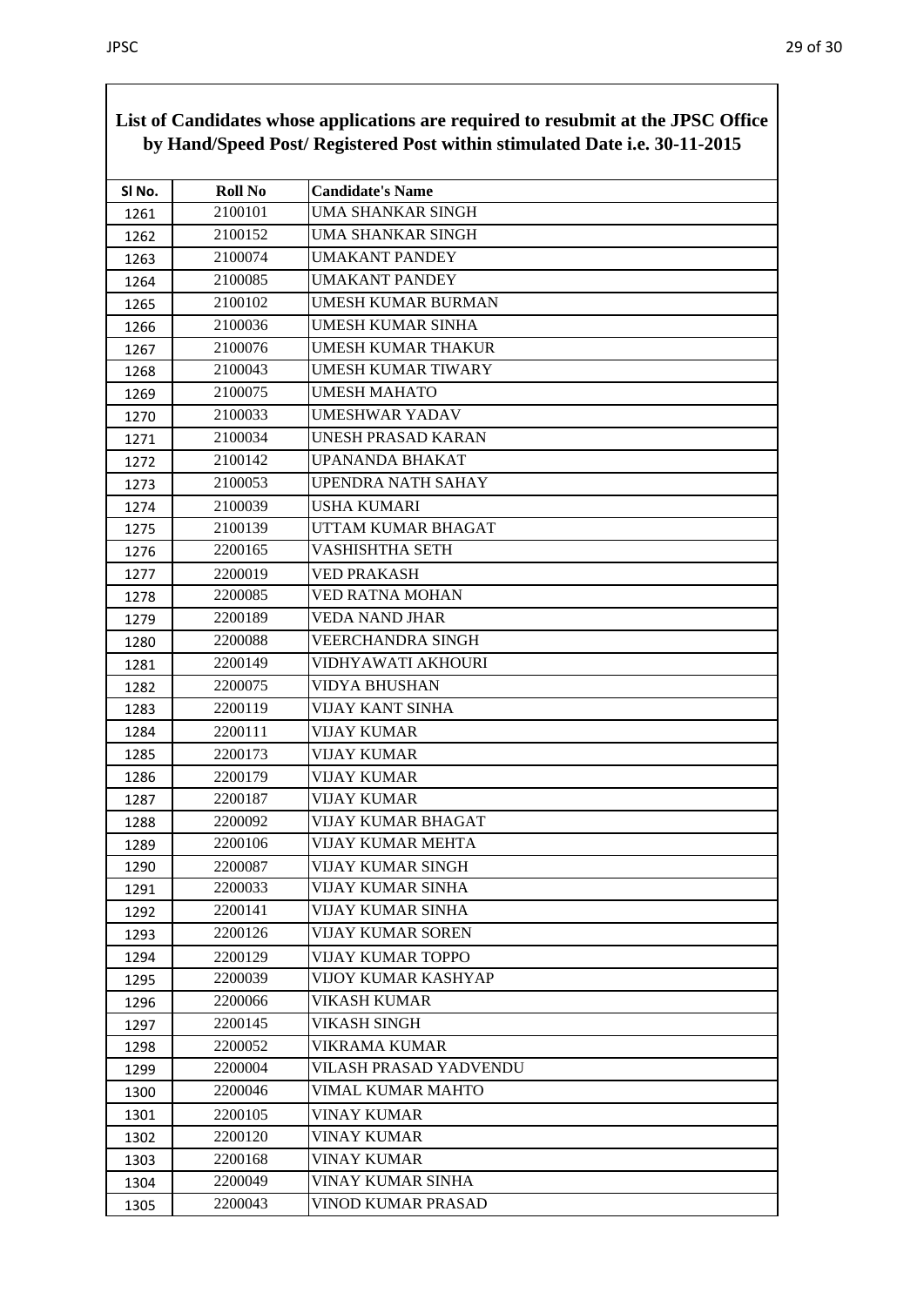## List of Candidates whose applications are required to resubmit at the JPSC Office by Hand/Speed Post/ Registered Post within stimulated Date i.e. 30-11-2015

| Sl No. | Roll No | Candidate's Name |
|---|---|---|
| 1261 | 2100101 | UMA SHANKAR SINGH |
| 1262 | 2100152 | UMA SHANKAR SINGH |
| 1263 | 2100074 | UMAKANT PANDEY |
| 1264 | 2100085 | UMAKANT PANDEY |
| 1265 | 2100102 | UMESH KUMAR BURMAN |
| 1266 | 2100036 | UMESH KUMAR SINHA |
| 1267 | 2100076 | UMESH KUMAR THAKUR |
| 1268 | 2100043 | UMESH KUMAR TIWARY |
| 1269 | 2100075 | UMESH MAHATO |
| 1270 | 2100033 | UMESHWAR YADAV |
| 1271 | 2100034 | UNESH PRASAD KARAN |
| 1272 | 2100142 | UPANANDA BHAKAT |
| 1273 | 2100053 | UPENDRA NATH SAHAY |
| 1274 | 2100039 | USHA KUMARI |
| 1275 | 2100139 | UTTAM KUMAR BHAGAT |
| 1276 | 2200165 | VASHISHTHA SETH |
| 1277 | 2200019 | VED PRAKASH |
| 1278 | 2200085 | VED RATNA MOHAN |
| 1279 | 2200189 | VEDA NAND JHAR |
| 1280 | 2200088 | VEERCHANDRA SINGH |
| 1281 | 2200149 | VIDHYAWATI AKHOURI |
| 1282 | 2200075 | VIDYA BHUSHAN |
| 1283 | 2200119 | VIJAY KANT SINHA |
| 1284 | 2200111 | VIJAY KUMAR |
| 1285 | 2200173 | VIJAY KUMAR |
| 1286 | 2200179 | VIJAY KUMAR |
| 1287 | 2200187 | VIJAY KUMAR |
| 1288 | 2200092 | VIJAY KUMAR BHAGAT |
| 1289 | 2200106 | VIJAY KUMAR MEHTA |
| 1290 | 2200087 | VIJAY KUMAR SINGH |
| 1291 | 2200033 | VIJAY KUMAR SINHA |
| 1292 | 2200141 | VIJAY KUMAR SINHA |
| 1293 | 2200126 | VIJAY KUMAR SOREN |
| 1294 | 2200129 | VIJAY KUMAR TOPPO |
| 1295 | 2200039 | VIJOY KUMAR KASHYAP |
| 1296 | 2200066 | VIKASH KUMAR |
| 1297 | 2200145 | VIKASH SINGH |
| 1298 | 2200052 | VIKRAMA KUMAR |
| 1299 | 2200004 | VILASH PRASAD YADVENDU |
| 1300 | 2200046 | VIMAL KUMAR MAHTO |
| 1301 | 2200105 | VINAY KUMAR |
| 1302 | 2200120 | VINAY KUMAR |
| 1303 | 2200168 | VINAY KUMAR |
| 1304 | 2200049 | VINAY KUMAR SINHA |
| 1305 | 2200043 | VINOD KUMAR PRASAD |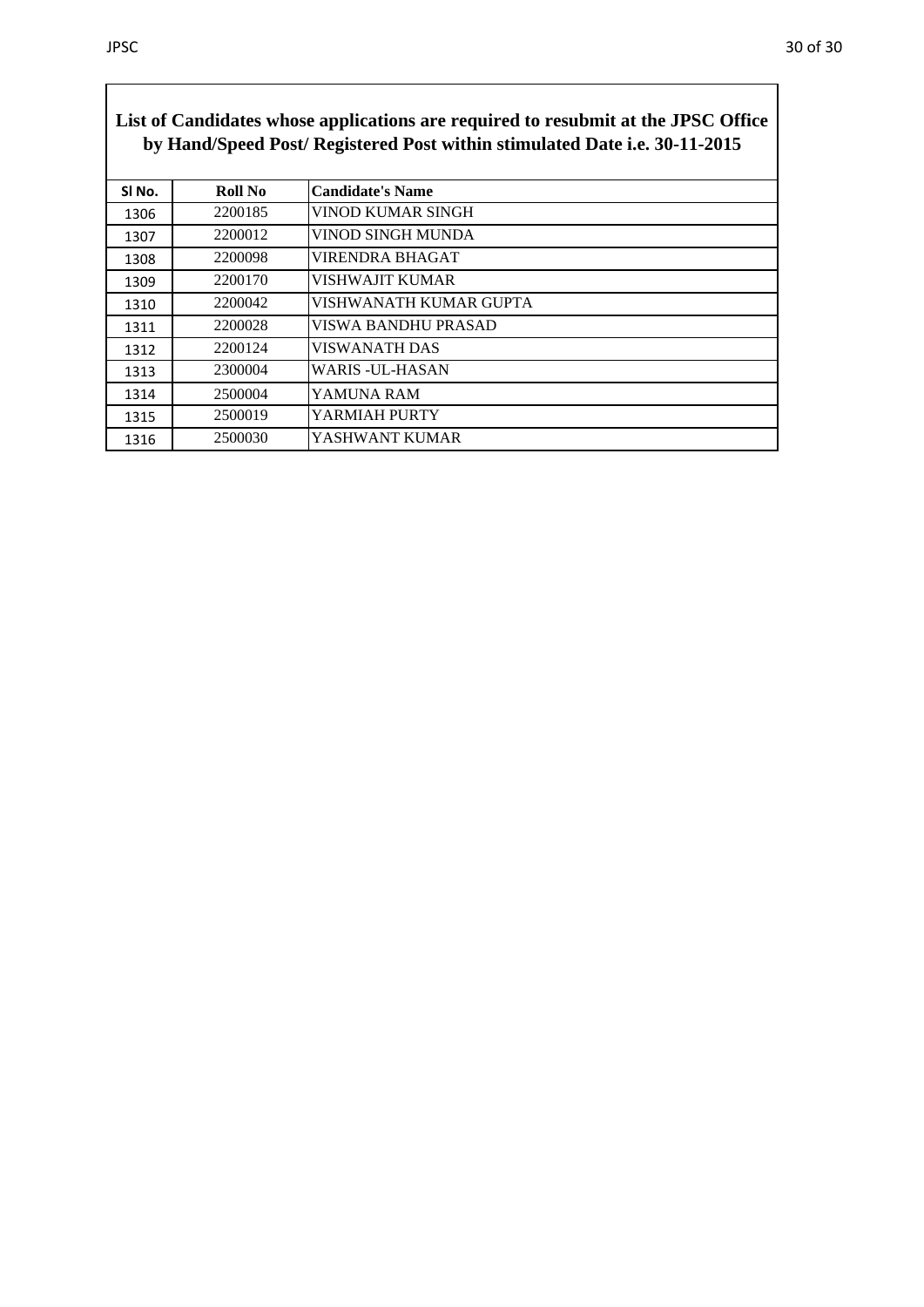**List of Candidates whose applications are required to resubmit at the JPSC Office by Hand/Speed Post/ Registered Post within stimulated Date i.e. 30-11-2015**

| Sl No. | Roll No | Candidate's Name |
|---|---|---|
| 1306 | 2200185 | VINOD KUMAR SINGH |
| 1307 | 2200012 | VINOD SINGH MUNDA |
| 1308 | 2200098 | VIRENDRA BHAGAT |
| 1309 | 2200170 | VISHWAJIT KUMAR |
| 1310 | 2200042 | VISHWANATH KUMAR GUPTA |
| 1311 | 2200028 | VISWA BANDHU PRASAD |
| 1312 | 2200124 | VISWANATH DAS |
| 1313 | 2300004 | WARIS -UL-HASAN |
| 1314 | 2500004 | YAMUNA RAM |
| 1315 | 2500019 | YARMIAH PURTY |
| 1316 | 2500030 | YASHWANT KUMAR |